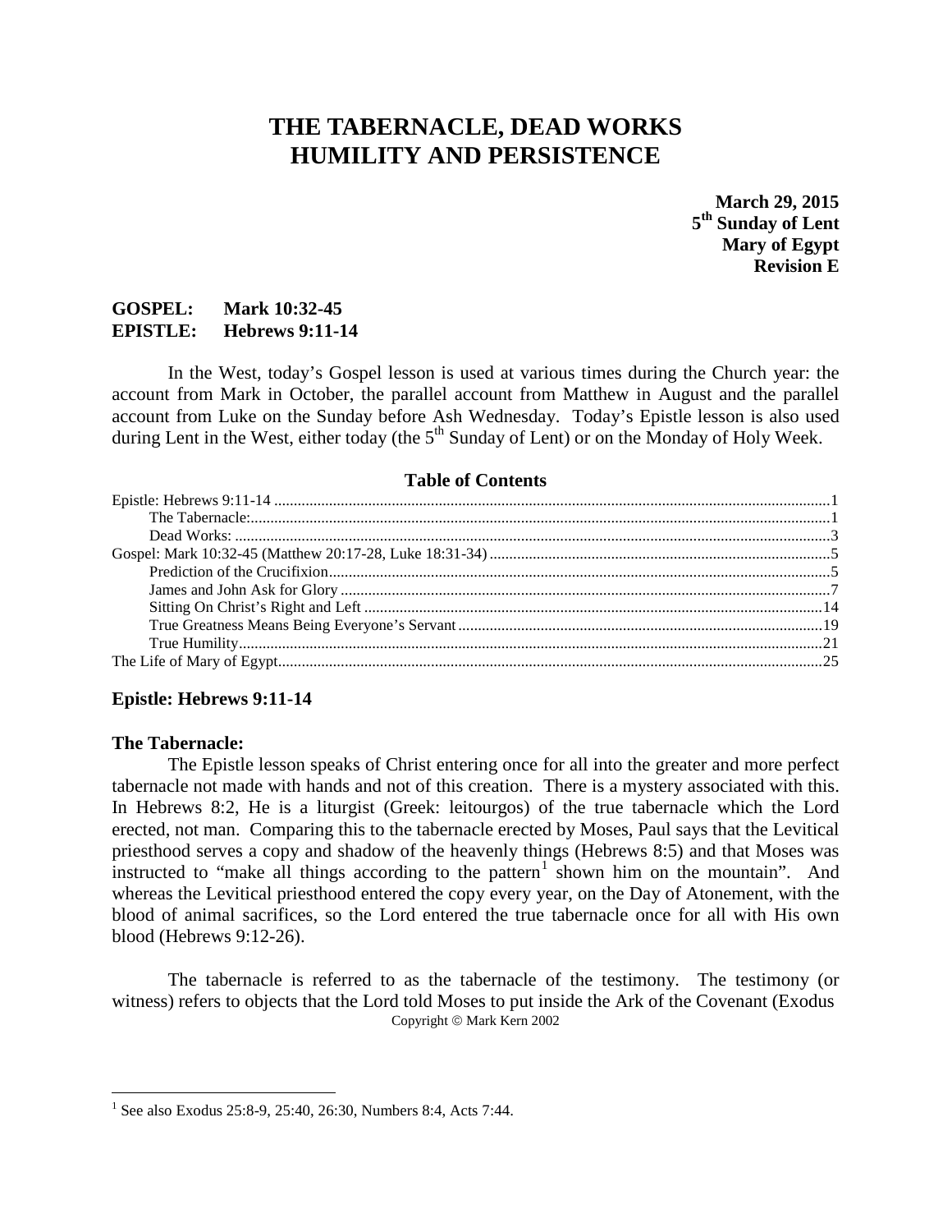# THE TABERNACLE, DEAD WORKS HUMILITY AND PERSISTENCE

**March 29, 2015**
**5th Sunday of Lent**
**Mary of Egypt**
**Revision E**

**GOSPEL: Mark 10:32-45**
**EPISTLE: Hebrews 9:11-14**

In the West, today's Gospel lesson is used at various times during the Church year: the account from Mark in October, the parallel account from Matthew in August and the parallel account from Luke on the Sunday before Ash Wednesday. Today's Epistle lesson is also used during Lent in the West, either today (the 5th Sunday of Lent) or on the Monday of Holy Week.

**Table of Contents**

Epistle: Hebrews 9:11-14 ....... 1
The Tabernacle: ....... 1
Dead Works: ....... 3
Gospel: Mark 10:32-45 (Matthew 20:17-28, Luke 18:31-34) ....... 5
Prediction of the Crucifixion ....... 5
James and John Ask for Glory ....... 7
Sitting On Christ's Right and Left ....... 14
True Greatness Means Being Everyone's Servant ....... 19
True Humility ....... 21
The Life of Mary of Egypt ....... 25

## Epistle: Hebrews 9:11-14

### The Tabernacle:

The Epistle lesson speaks of Christ entering once for all into the greater and more perfect tabernacle not made with hands and not of this creation. There is a mystery associated with this. In Hebrews 8:2, He is a liturgist (Greek: leitourgos) of the true tabernacle which the Lord erected, not man. Comparing this to the tabernacle erected by Moses, Paul says that the Levitical priesthood serves a copy and shadow of the heavenly things (Hebrews 8:5) and that Moses was instructed to "make all things according to the pattern[1] shown him on the mountain". And whereas the Levitical priesthood entered the copy every year, on the Day of Atonement, with the blood of animal sacrifices, so the Lord entered the true tabernacle once for all with His own blood (Hebrews 9:12-26).

The tabernacle is referred to as the tabernacle of the testimony. The testimony (or witness) refers to objects that the Lord told Moses to put inside the Ark of the Covenant (Exodus

Copyright © Mark Kern 2002

[1] See also Exodus 25:8-9, 25:40, 26:30, Numbers 8:4, Acts 7:44.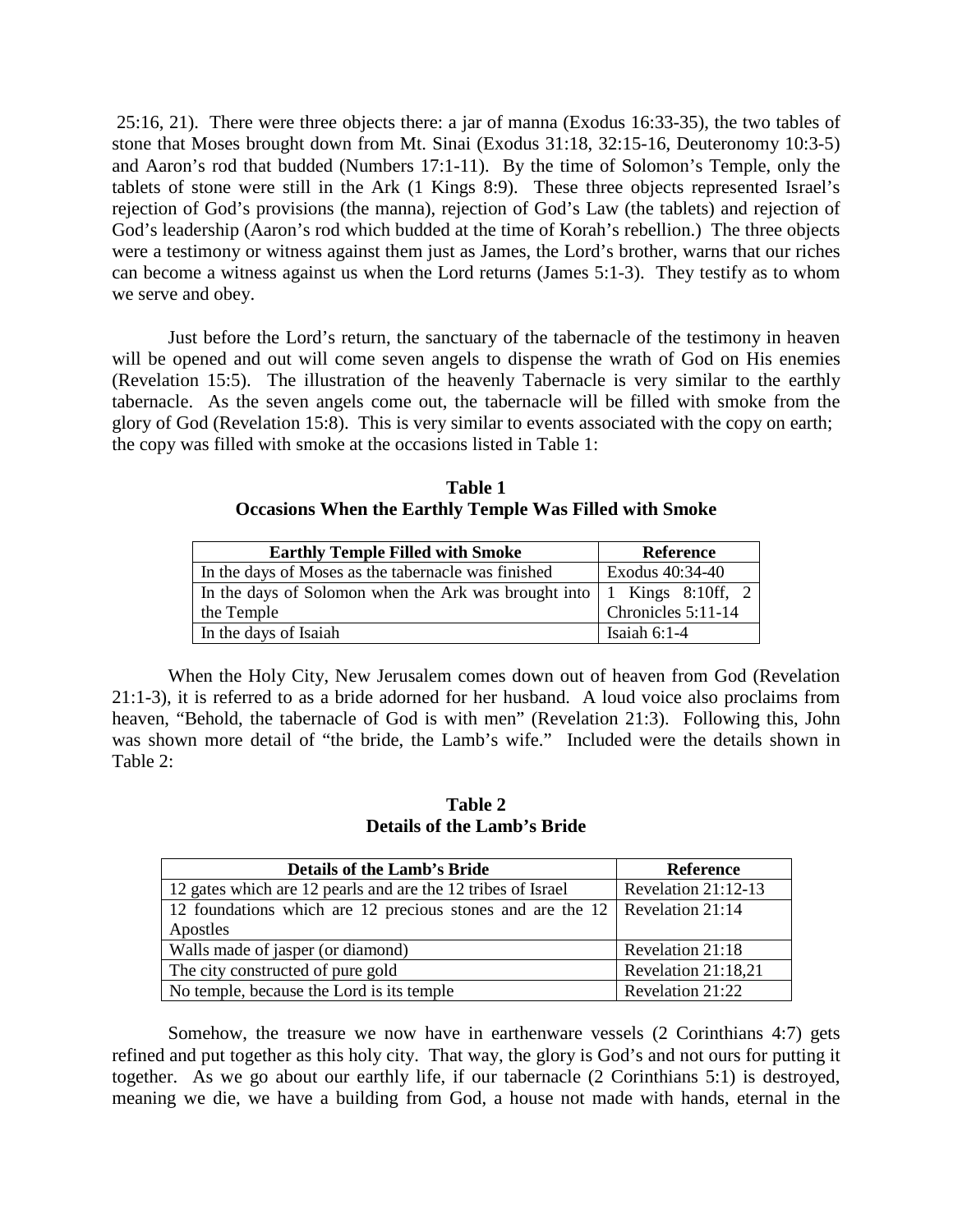25:16, 21). There were three objects there: a jar of manna (Exodus 16:33-35), the two tables of stone that Moses brought down from Mt. Sinai (Exodus 31:18, 32:15-16, Deuteronomy 10:3-5) and Aaron's rod that budded (Numbers 17:1-11). By the time of Solomon's Temple, only the tablets of stone were still in the Ark (1 Kings 8:9). These three objects represented Israel's rejection of God's provisions (the manna), rejection of God's Law (the tablets) and rejection of God's leadership (Aaron's rod which budded at the time of Korah's rebellion.) The three objects were a testimony or witness against them just as James, the Lord's brother, warns that our riches can become a witness against us when the Lord returns (James 5:1-3). They testify as to whom we serve and obey.

Just before the Lord's return, the sanctuary of the tabernacle of the testimony in heaven will be opened and out will come seven angels to dispense the wrath of God on His enemies (Revelation 15:5). The illustration of the heavenly Tabernacle is very similar to the earthly tabernacle. As the seven angels come out, the tabernacle will be filled with smoke from the glory of God (Revelation 15:8). This is very similar to events associated with the copy on earth; the copy was filled with smoke at the occasions listed in Table 1:

**Table 1**
**Occasions When the Earthly Temple Was Filled with Smoke**

| Earthly Temple Filled with Smoke | Reference |
|---|---|
| In the days of Moses as the tabernacle was finished | Exodus 40:34-40 |
| In the days of Solomon when the Ark was brought into the Temple | 1 Kings 8:10ff, 2 Chronicles 5:11-14 |
| In the days of Isaiah | Isaiah 6:1-4 |

When the Holy City, New Jerusalem comes down out of heaven from God (Revelation 21:1-3), it is referred to as a bride adorned for her husband. A loud voice also proclaims from heaven, "Behold, the tabernacle of God is with men" (Revelation 21:3). Following this, John was shown more detail of "the bride, the Lamb's wife." Included were the details shown in Table 2:

**Table 2**
**Details of the Lamb's Bride**

| Details of the Lamb's Bride | Reference |
|---|---|
| 12 gates which are 12 pearls and are the 12 tribes of Israel | Revelation 21:12-13 |
| 12 foundations which are 12 precious stones and are the 12 Apostles | Revelation 21:14 |
| Walls made of jasper (or diamond) | Revelation 21:18 |
| The city constructed of pure gold | Revelation 21:18,21 |
| No temple, because the Lord is its temple | Revelation 21:22 |

Somehow, the treasure we now have in earthenware vessels (2 Corinthians 4:7) gets refined and put together as this holy city. That way, the glory is God's and not ours for putting it together. As we go about our earthly life, if our tabernacle (2 Corinthians 5:1) is destroyed, meaning we die, we have a building from God, a house not made with hands, eternal in the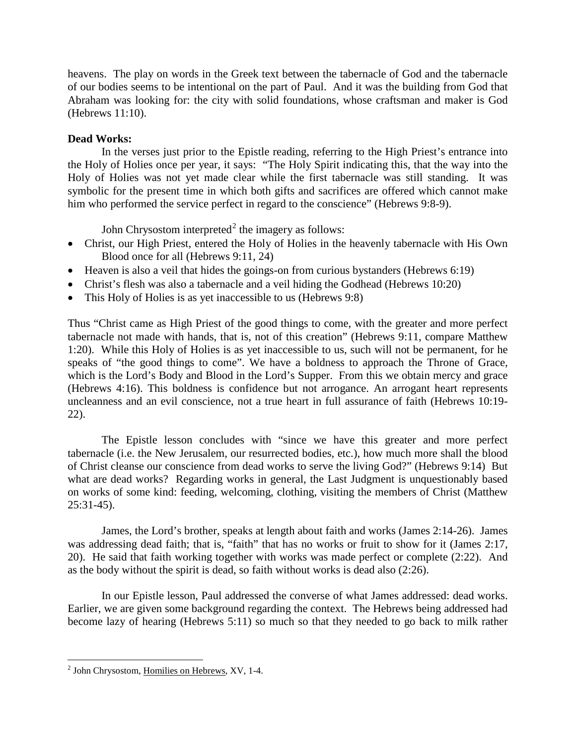heavens. The play on words in the Greek text between the tabernacle of God and the tabernacle of our bodies seems to be intentional on the part of Paul. And it was the building from God that Abraham was looking for: the city with solid foundations, whose craftsman and maker is God (Hebrews 11:10).

**Dead Works:**

In the verses just prior to the Epistle reading, referring to the High Priest's entrance into the Holy of Holies once per year, it says: "The Holy Spirit indicating this, that the way into the Holy of Holies was not yet made clear while the first tabernacle was still standing. It was symbolic for the present time in which both gifts and sacrifices are offered which cannot make him who performed the service perfect in regard to the conscience" (Hebrews 9:8-9).

John Chrysostom interpreted[2] the imagery as follows:

- Christ, our High Priest, entered the Holy of Holies in the heavenly tabernacle with His Own Blood once for all (Hebrews 9:11, 24)
- Heaven is also a veil that hides the goings-on from curious bystanders (Hebrews 6:19)
- Christ's flesh was also a tabernacle and a veil hiding the Godhead (Hebrews 10:20)
- This Holy of Holies is as yet inaccessible to us (Hebrews 9:8)

Thus "Christ came as High Priest of the good things to come, with the greater and more perfect tabernacle not made with hands, that is, not of this creation" (Hebrews 9:11, compare Matthew 1:20). While this Holy of Holies is as yet inaccessible to us, such will not be permanent, for he speaks of "the good things to come". We have a boldness to approach the Throne of Grace, which is the Lord's Body and Blood in the Lord's Supper. From this we obtain mercy and grace (Hebrews 4:16). This boldness is confidence but not arrogance. An arrogant heart represents uncleanness and an evil conscience, not a true heart in full assurance of faith (Hebrews 10:19-22).

The Epistle lesson concludes with "since we have this greater and more perfect tabernacle (i.e. the New Jerusalem, our resurrected bodies, etc.), how much more shall the blood of Christ cleanse our conscience from dead works to serve the living God?" (Hebrews 9:14) But what are dead works? Regarding works in general, the Last Judgment is unquestionably based on works of some kind: feeding, welcoming, clothing, visiting the members of Christ (Matthew 25:31-45).

James, the Lord's brother, speaks at length about faith and works (James 2:14-26). James was addressing dead faith; that is, "faith" that has no works or fruit to show for it (James 2:17, 20). He said that faith working together with works was made perfect or complete (2:22). And as the body without the spirit is dead, so faith without works is dead also (2:26).

In our Epistle lesson, Paul addressed the converse of what James addressed: dead works. Earlier, we are given some background regarding the context. The Hebrews being addressed had become lazy of hearing (Hebrews 5:11) so much so that they needed to go back to milk rather

---

[2] John Chrysostom, Homilies on Hebrews, XV, 1-4.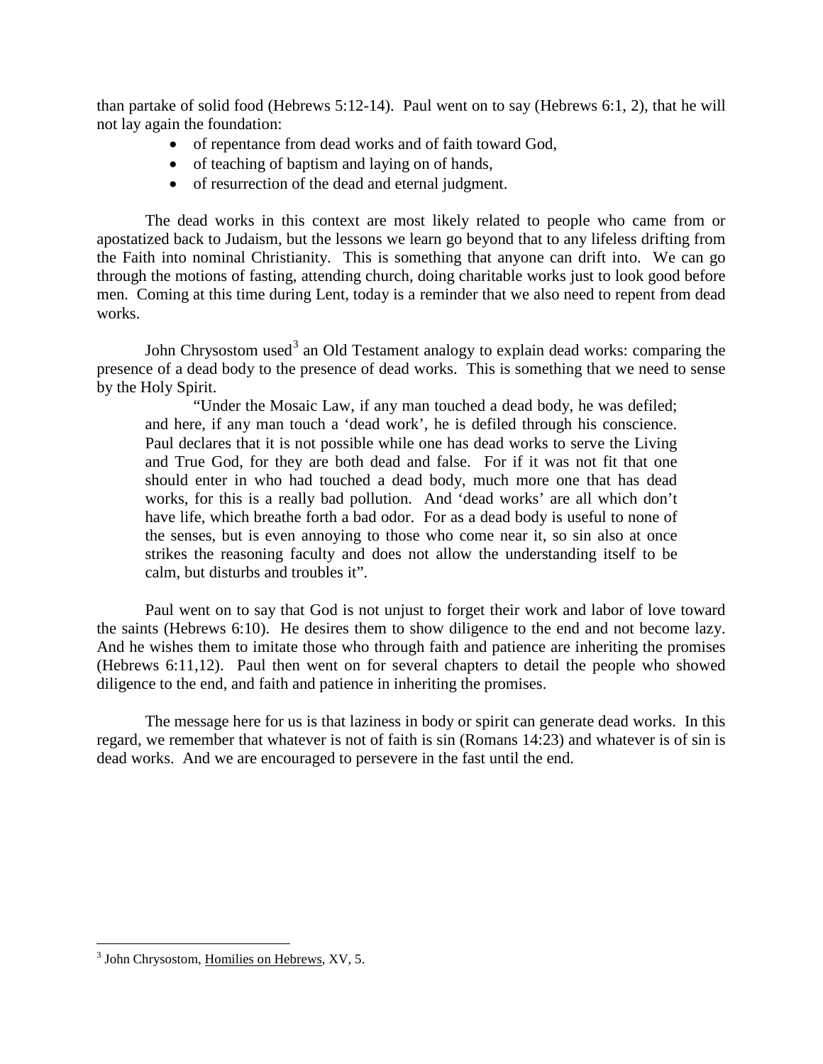than partake of solid food (Hebrews 5:12-14). Paul went on to say (Hebrews 6:1, 2), that he will not lay again the foundation:

- of repentance from dead works and of faith toward God,
- of teaching of baptism and laying on of hands,
- of resurrection of the dead and eternal judgment.

The dead works in this context are most likely related to people who came from or apostatized back to Judaism, but the lessons we learn go beyond that to any lifeless drifting from the Faith into nominal Christianity. This is something that anyone can drift into. We can go through the motions of fasting, attending church, doing charitable works just to look good before men. Coming at this time during Lent, today is a reminder that we also need to repent from dead works.

John Chrysostom used[3] an Old Testament analogy to explain dead works: comparing the presence of a dead body to the presence of dead works. This is something that we need to sense by the Holy Spirit.

> "Under the Mosaic Law, if any man touched a dead body, he was defiled; and here, if any man touch a 'dead work', he is defiled through his conscience. Paul declares that it is not possible while one has dead works to serve the Living and True God, for they are both dead and false. For if it was not fit that one should enter in who had touched a dead body, much more one that has dead works, for this is a really bad pollution. And 'dead works' are all which don't have life, which breathe forth a bad odor. For as a dead body is useful to none of the senses, but is even annoying to those who come near it, so sin also at once strikes the reasoning faculty and does not allow the understanding itself to be calm, but disturbs and troubles it".

Paul went on to say that God is not unjust to forget their work and labor of love toward the saints (Hebrews 6:10). He desires them to show diligence to the end and not become lazy. And he wishes them to imitate those who through faith and patience are inheriting the promises (Hebrews 6:11,12). Paul then went on for several chapters to detail the people who showed diligence to the end, and faith and patience in inheriting the promises.

The message here for us is that laziness in body or spirit can generate dead works. In this regard, we remember that whatever is not of faith is sin (Romans 14:23) and whatever is of sin is dead works. And we are encouraged to persevere in the fast until the end.

---

[3] John Chrysostom, Homilies on Hebrews, XV, 5.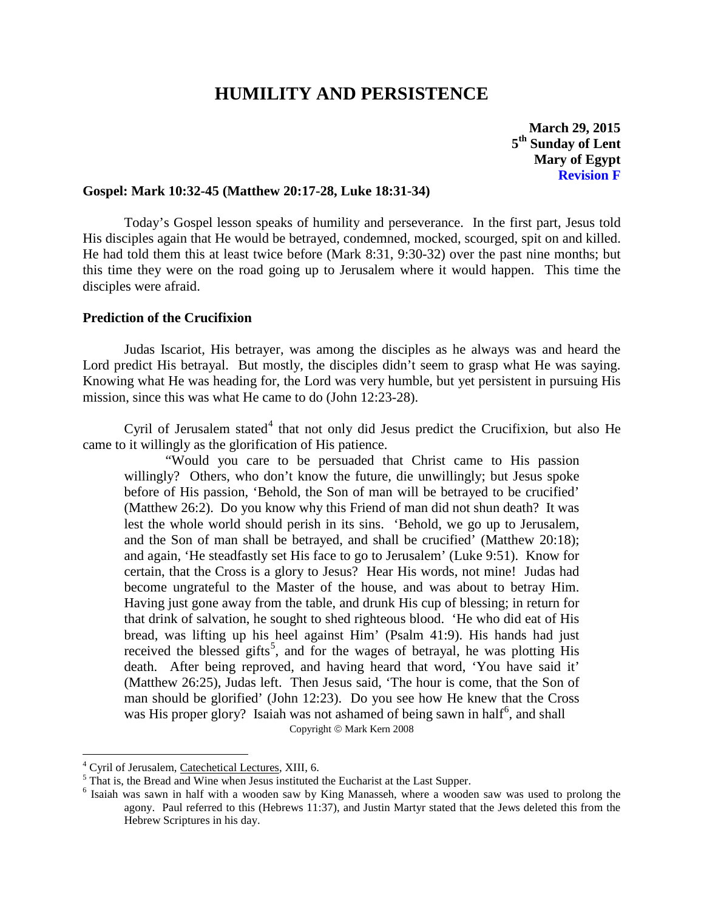# HUMILITY AND PERSISTENCE

**March 29, 2015**
**5th Sunday of Lent**
**Mary of Egypt**
**Revision F**

**Gospel: Mark 10:32-45 (Matthew 20:17-28, Luke 18:31-34)**

Today's Gospel lesson speaks of humility and perseverance. In the first part, Jesus told His disciples again that He would be betrayed, condemned, mocked, scourged, spit on and killed. He had told them this at least twice before (Mark 8:31, 9:30-32) over the past nine months; but this time they were on the road going up to Jerusalem where it would happen. This time the disciples were afraid.

### Prediction of the Crucifixion

Judas Iscariot, His betrayer, was among the disciples as he always was and heard the Lord predict His betrayal. But mostly, the disciples didn't seem to grasp what He was saying. Knowing what He was heading for, the Lord was very humble, but yet persistent in pursuing His mission, since this was what He came to do (John 12:23-28).

Cyril of Jerusalem stated[4] that not only did Jesus predict the Crucifixion, but also He came to it willingly as the glorification of His patience.

> "Would you care to be persuaded that Christ came to His passion willingly? Others, who don't know the future, die unwillingly; but Jesus spoke before of His passion, 'Behold, the Son of man will be betrayed to be crucified' (Matthew 26:2). Do you know why this Friend of man did not shun death? It was lest the whole world should perish in its sins. 'Behold, we go up to Jerusalem, and the Son of man shall be betrayed, and shall be crucified' (Matthew 20:18); and again, 'He steadfastly set His face to go to Jerusalem' (Luke 9:51). Know for certain, that the Cross is a glory to Jesus? Hear His words, not mine! Judas had become ungrateful to the Master of the house, and was about to betray Him. Having just gone away from the table, and drunk His cup of blessing; in return for that drink of salvation, he sought to shed righteous blood. 'He who did eat of His bread, was lifting up his heel against Him' (Psalm 41:9). His hands had just received the blessed gifts[5], and for the wages of betrayal, he was plotting His death. After being reproved, and having heard that word, 'You have said it' (Matthew 26:25), Judas left. Then Jesus said, 'The hour is come, that the Son of man should be glorified' (John 12:23). Do you see how He knew that the Cross was His proper glory? Isaiah was not ashamed of being sawn in half[6], and shall

Copyright © Mark Kern 2008

---

[4] Cyril of Jerusalem, Catechetical Lectures, XIII, 6.

[5] That is, the Bread and Wine when Jesus instituted the Eucharist at the Last Supper.

[6] Isaiah was sawn in half with a wooden saw by King Manasseh, where a wooden saw was used to prolong the agony. Paul referred to this (Hebrews 11:37), and Justin Martyr stated that the Jews deleted this from the Hebrew Scriptures in his day.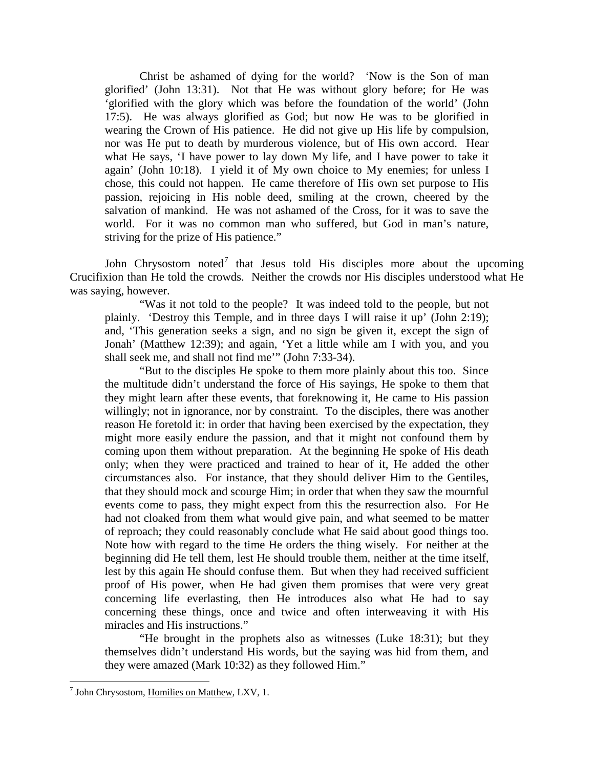Christ be ashamed of dying for the world? 'Now is the Son of man glorified' (John 13:31). Not that He was without glory before; for He was 'glorified with the glory which was before the foundation of the world' (John 17:5). He was always glorified as God; but now He was to be glorified in wearing the Crown of His patience. He did not give up His life by compulsion, nor was He put to death by murderous violence, but of His own accord. Hear what He says, 'I have power to lay down My life, and I have power to take it again' (John 10:18). I yield it of My own choice to My enemies; for unless I chose, this could not happen. He came therefore of His own set purpose to His passion, rejoicing in His noble deed, smiling at the crown, cheered by the salvation of mankind. He was not ashamed of the Cross, for it was to save the world. For it was no common man who suffered, but God in man's nature, striving for the prize of His patience."

John Chrysostom noted[7] that Jesus told His disciples more about the upcoming Crucifixion than He told the crowds. Neither the crowds nor His disciples understood what He was saying, however.

> "Was it not told to the people? It was indeed told to the people, but not plainly. 'Destroy this Temple, and in three days I will raise it up' (John 2:19); and, 'This generation seeks a sign, and no sign be given it, except the sign of Jonah' (Matthew 12:39); and again, 'Yet a little while am I with you, and you shall seek me, and shall not find me'" (John 7:33-34).
>
> "But to the disciples He spoke to them more plainly about this too. Since the multitude didn't understand the force of His sayings, He spoke to them that they might learn after these events, that foreknowing it, He came to His passion willingly; not in ignorance, nor by constraint. To the disciples, there was another reason He foretold it: in order that having been exercised by the expectation, they might more easily endure the passion, and that it might not confound them by coming upon them without preparation. At the beginning He spoke of His death only; when they were practiced and trained to hear of it, He added the other circumstances also. For instance, that they should deliver Him to the Gentiles, that they should mock and scourge Him; in order that when they saw the mournful events come to pass, they might expect from this the resurrection also. For He had not cloaked from them what would give pain, and what seemed to be matter of reproach; they could reasonably conclude what He said about good things too. Note how with regard to the time He orders the thing wisely. For neither at the beginning did He tell them, lest He should trouble them, neither at the time itself, lest by this again He should confuse them. But when they had received sufficient proof of His power, when He had given them promises that were very great concerning life everlasting, then He introduces also what He had to say concerning these things, once and twice and often interweaving it with His miracles and His instructions."
>
> "He brought in the prophets also as witnesses (Luke 18:31); but they themselves didn't understand His words, but the saying was hid from them, and they were amazed (Mark 10:32) as they followed Him."

---

[7] John Chrysostom, Homilies on Matthew, LXV, 1.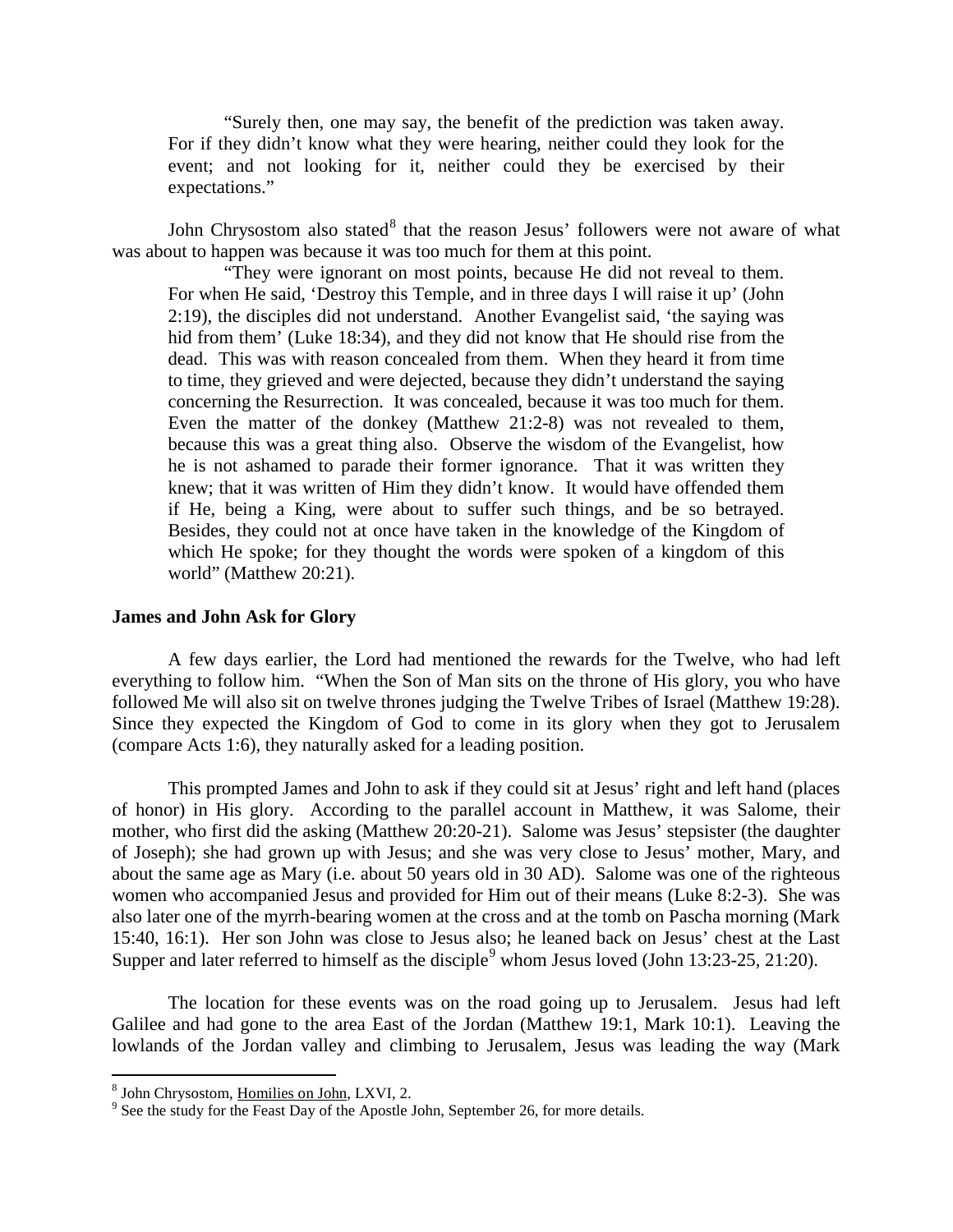> "Surely then, one may say, the benefit of the prediction was taken away. For if they didn't know what they were hearing, neither could they look for the event; and not looking for it, neither could they be exercised by their expectations."

John Chrysostom also stated[8] that the reason Jesus' followers were not aware of what was about to happen was because it was too much for them at this point.

> "They were ignorant on most points, because He did not reveal to them. For when He said, 'Destroy this Temple, and in three days I will raise it up' (John 2:19), the disciples did not understand. Another Evangelist said, 'the saying was hid from them' (Luke 18:34), and they did not know that He should rise from the dead. This was with reason concealed from them. When they heard it from time to time, they grieved and were dejected, because they didn't understand the saying concerning the Resurrection. It was concealed, because it was too much for them. Even the matter of the donkey (Matthew 21:2-8) was not revealed to them, because this was a great thing also. Observe the wisdom of the Evangelist, how he is not ashamed to parade their former ignorance. That it was written they knew; that it was written of Him they didn't know. It would have offended them if He, being a King, were about to suffer such things, and be so betrayed. Besides, they could not at once have taken in the knowledge of the Kingdom of which He spoke; for they thought the words were spoken of a kingdom of this world" (Matthew 20:21).

### James and John Ask for Glory

A few days earlier, the Lord had mentioned the rewards for the Twelve, who had left everything to follow him. "When the Son of Man sits on the throne of His glory, you who have followed Me will also sit on twelve thrones judging the Twelve Tribes of Israel (Matthew 19:28). Since they expected the Kingdom of God to come in its glory when they got to Jerusalem (compare Acts 1:6), they naturally asked for a leading position.

This prompted James and John to ask if they could sit at Jesus' right and left hand (places of honor) in His glory. According to the parallel account in Matthew, it was Salome, their mother, who first did the asking (Matthew 20:20-21). Salome was Jesus' stepsister (the daughter of Joseph); she had grown up with Jesus; and she was very close to Jesus' mother, Mary, and about the same age as Mary (i.e. about 50 years old in 30 AD). Salome was one of the righteous women who accompanied Jesus and provided for Him out of their means (Luke 8:2-3). She was also later one of the myrrh-bearing women at the cross and at the tomb on Pascha morning (Mark 15:40, 16:1). Her son John was close to Jesus also; he leaned back on Jesus' chest at the Last Supper and later referred to himself as the disciple[9] whom Jesus loved (John 13:23-25, 21:20).

The location for these events was on the road going up to Jerusalem. Jesus had left Galilee and had gone to the area East of the Jordan (Matthew 19:1, Mark 10:1). Leaving the lowlands of the Jordan valley and climbing to Jerusalem, Jesus was leading the way (Mark

---

[8] John Chrysostom, Homilies on John, LXVI, 2.

[9] See the study for the Feast Day of the Apostle John, September 26, for more details.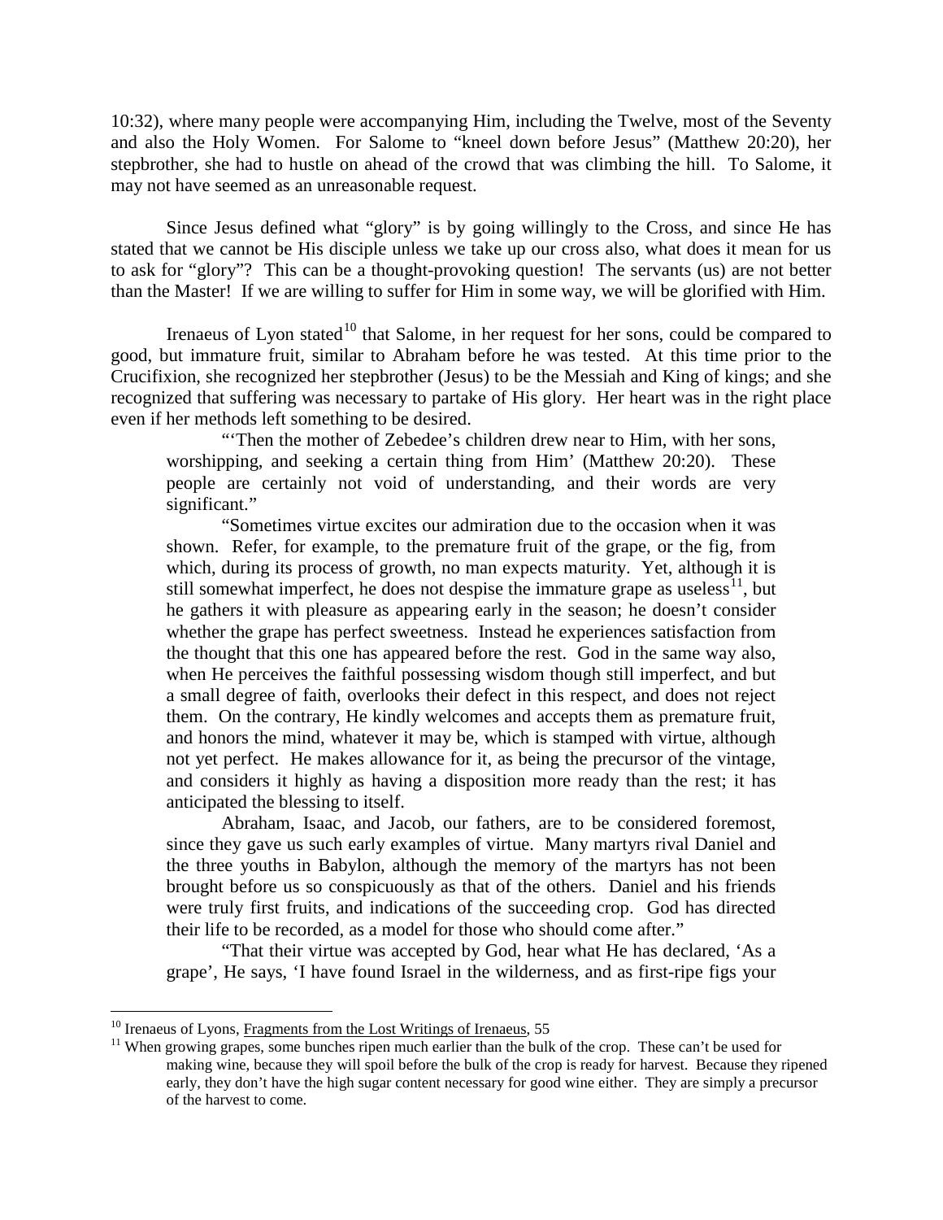10:32), where many people were accompanying Him, including the Twelve, most of the Seventy and also the Holy Women. For Salome to "kneel down before Jesus" (Matthew 20:20), her stepbrother, she had to hustle on ahead of the crowd that was climbing the hill. To Salome, it may not have seemed as an unreasonable request.

Since Jesus defined what "glory" is by going willingly to the Cross, and since He has stated that we cannot be His disciple unless we take up our cross also, what does it mean for us to ask for "glory"? This can be a thought-provoking question! The servants (us) are not better than the Master! If we are willing to suffer for Him in some way, we will be glorified with Him.

Irenaeus of Lyon stated[10] that Salome, in her request for her sons, could be compared to good, but immature fruit, similar to Abraham before he was tested. At this time prior to the Crucifixion, she recognized her stepbrother (Jesus) to be the Messiah and King of kings; and she recognized that suffering was necessary to partake of His glory. Her heart was in the right place even if her methods left something to be desired.

> "'Then the mother of Zebedee's children drew near to Him, with her sons, worshipping, and seeking a certain thing from Him' (Matthew 20:20). These people are certainly not void of understanding, and their words are very significant."
>
> "Sometimes virtue excites our admiration due to the occasion when it was shown. Refer, for example, to the premature fruit of the grape, or the fig, from which, during its process of growth, no man expects maturity. Yet, although it is still somewhat imperfect, he does not despise the immature grape as useless[11], but he gathers it with pleasure as appearing early in the season; he doesn't consider whether the grape has perfect sweetness. Instead he experiences satisfaction from the thought that this one has appeared before the rest. God in the same way also, when He perceives the faithful possessing wisdom though still imperfect, and but a small degree of faith, overlooks their defect in this respect, and does not reject them. On the contrary, He kindly welcomes and accepts them as premature fruit, and honors the mind, whatever it may be, which is stamped with virtue, although not yet perfect. He makes allowance for it, as being the precursor of the vintage, and considers it highly as having a disposition more ready than the rest; it has anticipated the blessing to itself.
>
> Abraham, Isaac, and Jacob, our fathers, are to be considered foremost, since they gave us such early examples of virtue. Many martyrs rival Daniel and the three youths in Babylon, although the memory of the martyrs has not been brought before us so conspicuously as that of the others. Daniel and his friends were truly first fruits, and indications of the succeeding crop. God has directed their life to be recorded, as a model for those who should come after."
>
> "That their virtue was accepted by God, hear what He has declared, 'As a grape', He says, 'I have found Israel in the wilderness, and as first-ripe figs your

---

[10] Irenaeus of Lyons, Fragments from the Lost Writings of Irenaeus, 55

[11] When growing grapes, some bunches ripen much earlier than the bulk of the crop. These can't be used for making wine, because they will spoil before the bulk of the crop is ready for harvest. Because they ripened early, they don't have the high sugar content necessary for good wine either. They are simply a precursor of the harvest to come.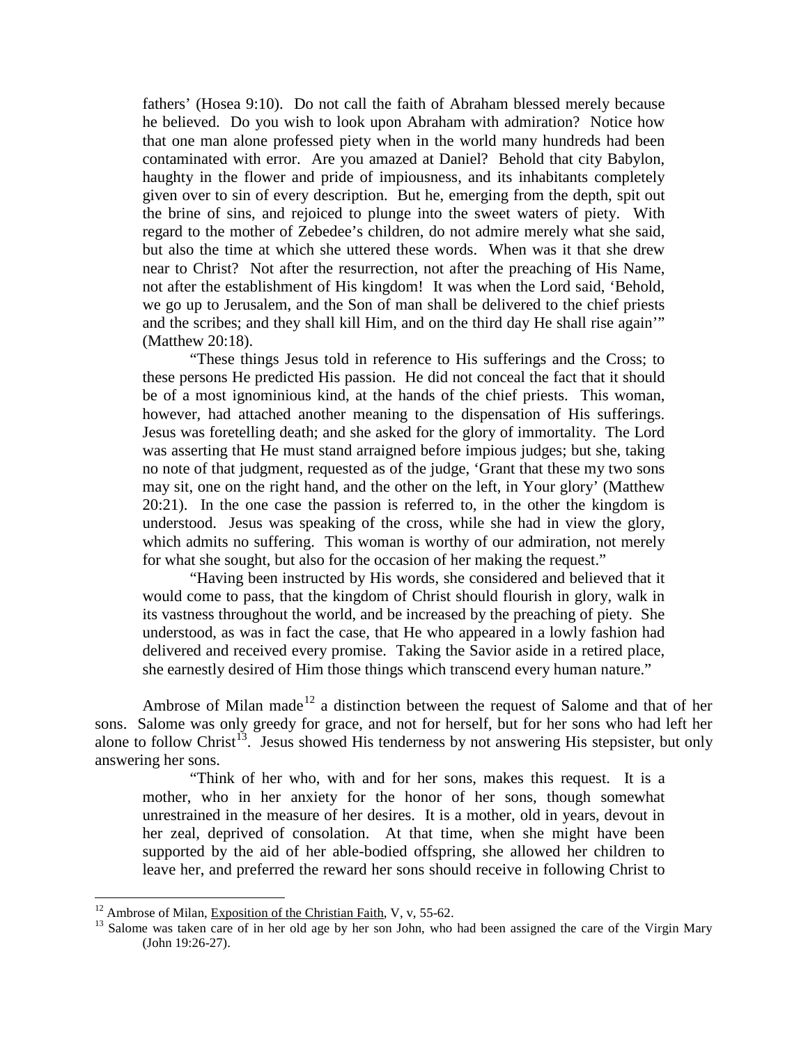> fathers' (Hosea 9:10). Do not call the faith of Abraham blessed merely because he believed. Do you wish to look upon Abraham with admiration? Notice how that one man alone professed piety when in the world many hundreds had been contaminated with error. Are you amazed at Daniel? Behold that city Babylon, haughty in the flower and pride of impiousness, and its inhabitants completely given over to sin of every description. But he, emerging from the depth, spit out the brine of sins, and rejoiced to plunge into the sweet waters of piety. With regard to the mother of Zebedee's children, do not admire merely what she said, but also the time at which she uttered these words. When was it that she drew near to Christ? Not after the resurrection, not after the preaching of His Name, not after the establishment of His kingdom! It was when the Lord said, 'Behold, we go up to Jerusalem, and the Son of man shall be delivered to the chief priests and the scribes; and they shall kill Him, and on the third day He shall rise again'" (Matthew 20:18).
>
> "These things Jesus told in reference to His sufferings and the Cross; to these persons He predicted His passion. He did not conceal the fact that it should be of a most ignominious kind, at the hands of the chief priests. This woman, however, had attached another meaning to the dispensation of His sufferings. Jesus was foretelling death; and she asked for the glory of immortality. The Lord was asserting that He must stand arraigned before impious judges; but she, taking no note of that judgment, requested as of the judge, 'Grant that these my two sons may sit, one on the right hand, and the other on the left, in Your glory' (Matthew 20:21). In the one case the passion is referred to, in the other the kingdom is understood. Jesus was speaking of the cross, while she had in view the glory, which admits no suffering. This woman is worthy of our admiration, not merely for what she sought, but also for the occasion of her making the request."
>
> "Having been instructed by His words, she considered and believed that it would come to pass, that the kingdom of Christ should flourish in glory, walk in its vastness throughout the world, and be increased by the preaching of piety. She understood, as was in fact the case, that He who appeared in a lowly fashion had delivered and received every promise. Taking the Savior aside in a retired place, she earnestly desired of Him those things which transcend every human nature."

Ambrose of Milan made[12] a distinction between the request of Salome and that of her sons. Salome was only greedy for grace, and not for herself, but for her sons who had left her alone to follow Christ[13]. Jesus showed His tenderness by not answering His stepsister, but only answering her sons.

> "Think of her who, with and for her sons, makes this request. It is a mother, who in her anxiety for the honor of her sons, though somewhat unrestrained in the measure of her desires. It is a mother, old in years, devout in her zeal, deprived of consolation. At that time, when she might have been supported by the aid of her able-bodied offspring, she allowed her children to leave her, and preferred the reward her sons should receive in following Christ to

---

[12] Ambrose of Milan, Exposition of the Christian Faith, V, v, 55-62.

[13] Salome was taken care of in her old age by her son John, who had been assigned the care of the Virgin Mary (John 19:26-27).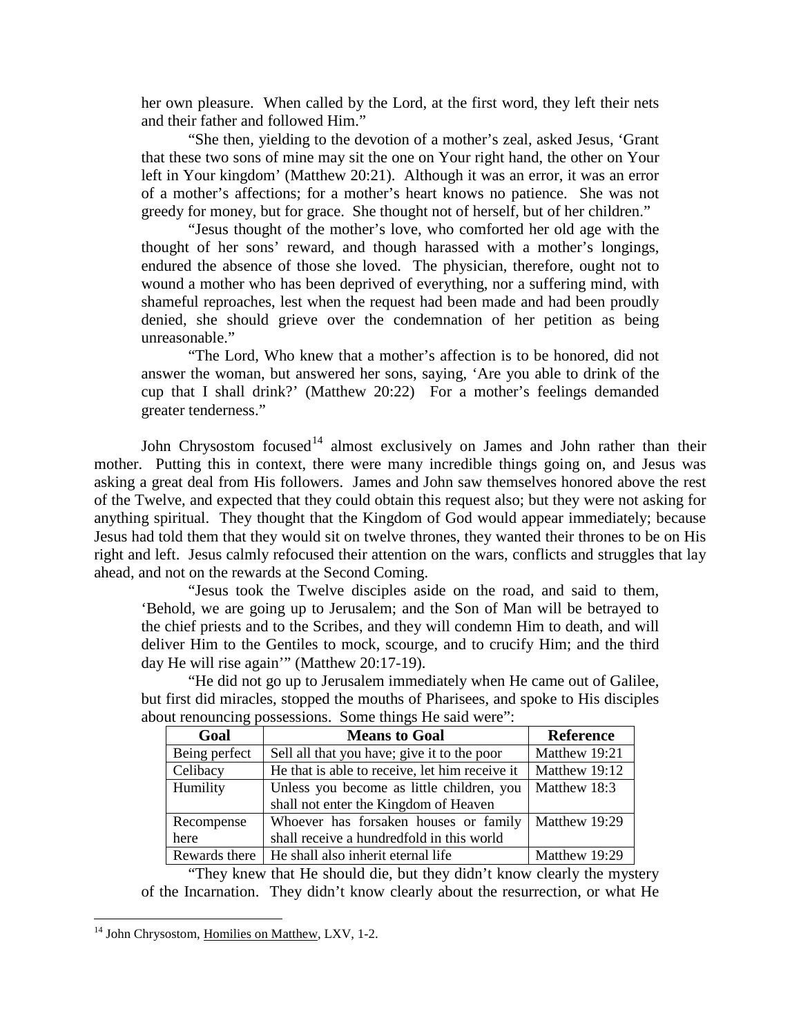her own pleasure. When called by the Lord, at the first word, they left their nets and their father and followed Him."

"She then, yielding to the devotion of a mother's zeal, asked Jesus, 'Grant that these two sons of mine may sit the one on Your right hand, the other on Your left in Your kingdom' (Matthew 20:21). Although it was an error, it was an error of a mother's affections; for a mother's heart knows no patience. She was not greedy for money, but for grace. She thought not of herself, but of her children."

"Jesus thought of the mother's love, who comforted her old age with the thought of her sons' reward, and though harassed with a mother's longings, endured the absence of those she loved. The physician, therefore, ought not to wound a mother who has been deprived of everything, nor a suffering mind, with shameful reproaches, lest when the request had been made and had been proudly denied, she should grieve over the condemnation of her petition as being unreasonable."

"The Lord, Who knew that a mother's affection is to be honored, did not answer the woman, but answered her sons, saying, 'Are you able to drink of the cup that I shall drink?' (Matthew 20:22) For a mother's feelings demanded greater tenderness."

John Chrysostom focused[14] almost exclusively on James and John rather than their mother. Putting this in context, there were many incredible things going on, and Jesus was asking a great deal from His followers. James and John saw themselves honored above the rest of the Twelve, and expected that they could obtain this request also; but they were not asking for anything spiritual. They thought that the Kingdom of God would appear immediately; because Jesus had told them that they would sit on twelve thrones, they wanted their thrones to be on His right and left. Jesus calmly refocused their attention on the wars, conflicts and struggles that lay ahead, and not on the rewards at the Second Coming.

"Jesus took the Twelve disciples aside on the road, and said to them, 'Behold, we are going up to Jerusalem; and the Son of Man will be betrayed to the chief priests and to the Scribes, and they will condemn Him to death, and will deliver Him to the Gentiles to mock, scourge, and to crucify Him; and the third day He will rise again'" (Matthew 20:17-19).

"He did not go up to Jerusalem immediately when He came out of Galilee, but first did miracles, stopped the mouths of Pharisees, and spoke to His disciples about renouncing possessions. Some things He said were":

| Goal | Means to Goal | Reference |
|---|---|---|
| Being perfect | Sell all that you have; give it to the poor | Matthew 19:21 |
| Celibacy | He that is able to receive, let him receive it | Matthew 19:12 |
| Humility | Unless you become as little children, you shall not enter the Kingdom of Heaven | Matthew 18:3 |
| Recompense here | Whoever has forsaken houses or family shall receive a hundredfold in this world | Matthew 19:29 |
| Rewards there | He shall also inherit eternal life | Matthew 19:29 |

"They knew that He should die, but they didn't know clearly the mystery of the Incarnation. They didn't know clearly about the resurrection, or what He

[14] John Chrysostom, Homilies on Matthew, LXV, 1-2.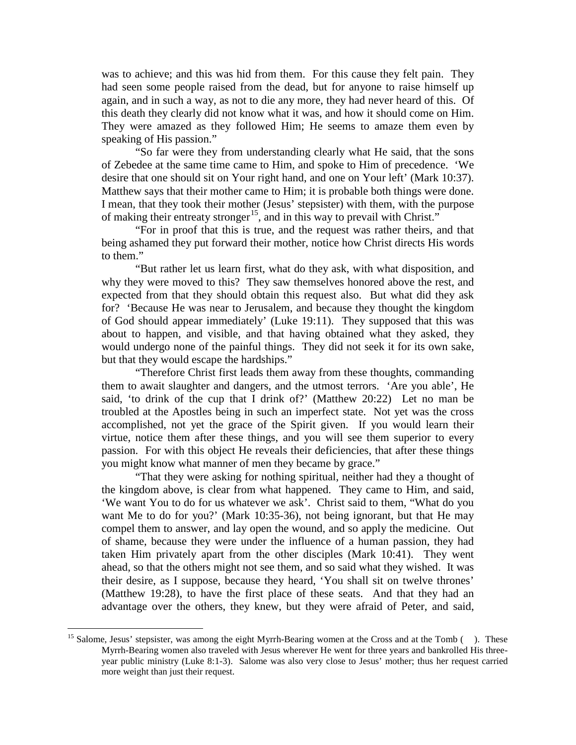was to achieve; and this was hid from them. For this cause they felt pain. They had seen some people raised from the dead, but for anyone to raise himself up again, and in such a way, as not to die any more, they had never heard of this. Of this death they clearly did not know what it was, and how it should come on Him. They were amazed as they followed Him; He seems to amaze them even by speaking of His passion."

"So far were they from understanding clearly what He said, that the sons of Zebedee at the same time came to Him, and spoke to Him of precedence. 'We desire that one should sit on Your right hand, and one on Your left' (Mark 10:37). Matthew says that their mother came to Him; it is probable both things were done. I mean, that they took their mother (Jesus' stepsister) with them, with the purpose of making their entreaty stronger[15], and in this way to prevail with Christ."

"For in proof that this is true, and the request was rather theirs, and that being ashamed they put forward their mother, notice how Christ directs His words to them."

"But rather let us learn first, what do they ask, with what disposition, and why they were moved to this? They saw themselves honored above the rest, and expected from that they should obtain this request also. But what did they ask for? 'Because He was near to Jerusalem, and because they thought the kingdom of God should appear immediately' (Luke 19:11). They supposed that this was about to happen, and visible, and that having obtained what they asked, they would undergo none of the painful things. They did not seek it for its own sake, but that they would escape the hardships."

"Therefore Christ first leads them away from these thoughts, commanding them to await slaughter and dangers, and the utmost terrors. 'Are you able', He said, 'to drink of the cup that I drink of?' (Matthew 20:22) Let no man be troubled at the Apostles being in such an imperfect state. Not yet was the cross accomplished, not yet the grace of the Spirit given. If you would learn their virtue, notice them after these things, and you will see them superior to every passion. For with this object He reveals their deficiencies, that after these things you might know what manner of men they became by grace."

"That they were asking for nothing spiritual, neither had they a thought of the kingdom above, is clear from what happened. They came to Him, and said, 'We want You to do for us whatever we ask'. Christ said to them, "What do you want Me to do for you?' (Mark 10:35-36), not being ignorant, but that He may compel them to answer, and lay open the wound, and so apply the medicine. Out of shame, because they were under the influence of a human passion, they had taken Him privately apart from the other disciples (Mark 10:41). They went ahead, so that the others might not see them, and so said what they wished. It was their desire, as I suppose, because they heard, 'You shall sit on twelve thrones' (Matthew 19:28), to have the first place of these seats. And that they had an advantage over the others, they knew, but they were afraid of Peter, and said,

---

[15] Salome, Jesus' stepsister, was among the eight Myrrh-Bearing women at the Cross and at the Tomb ( ). These Myrrh-Bearing women also traveled with Jesus wherever He went for three years and bankrolled His three-year public ministry (Luke 8:1-3). Salome was also very close to Jesus' mother; thus her request carried more weight than just their request.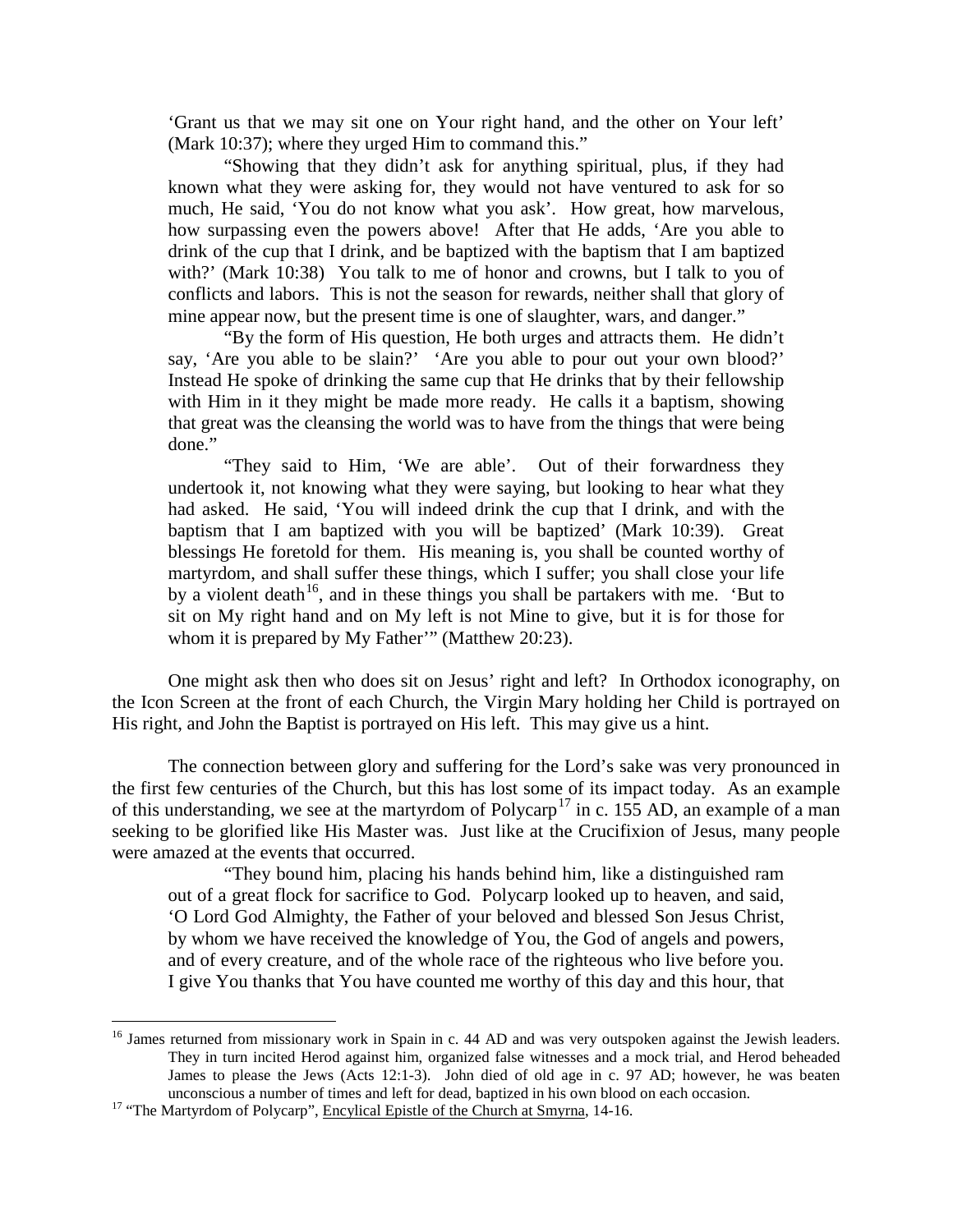'Grant us that we may sit one on Your right hand, and the other on Your left' (Mark 10:37); where they urged Him to command this."

"Showing that they didn't ask for anything spiritual, plus, if they had known what they were asking for, they would not have ventured to ask for so much, He said, 'You do not know what you ask'. How great, how marvelous, how surpassing even the powers above! After that He adds, 'Are you able to drink of the cup that I drink, and be baptized with the baptism that I am baptized with?' (Mark 10:38) You talk to me of honor and crowns, but I talk to you of conflicts and labors. This is not the season for rewards, neither shall that glory of mine appear now, but the present time is one of slaughter, wars, and danger."

"By the form of His question, He both urges and attracts them. He didn't say, 'Are you able to be slain?' 'Are you able to pour out your own blood?' Instead He spoke of drinking the same cup that He drinks that by their fellowship with Him in it they might be made more ready. He calls it a baptism, showing that great was the cleansing the world was to have from the things that were being done."

"They said to Him, 'We are able'. Out of their forwardness they undertook it, not knowing what they were saying, but looking to hear what they had asked. He said, 'You will indeed drink the cup that I drink, and with the baptism that I am baptized with you will be baptized' (Mark 10:39). Great blessings He foretold for them. His meaning is, you shall be counted worthy of martyrdom, and shall suffer these things, which I suffer; you shall close your life by a violent death[16], and in these things you shall be partakers with me. 'But to sit on My right hand and on My left is not Mine to give, but it is for those for whom it is prepared by My Father'" (Matthew 20:23).

One might ask then who does sit on Jesus' right and left? In Orthodox iconography, on the Icon Screen at the front of each Church, the Virgin Mary holding her Child is portrayed on His right, and John the Baptist is portrayed on His left. This may give us a hint.

The connection between glory and suffering for the Lord's sake was very pronounced in the first few centuries of the Church, but this has lost some of its impact today. As an example of this understanding, we see at the martyrdom of Polycarp[17] in c. 155 AD, an example of a man seeking to be glorified like His Master was. Just like at the Crucifixion of Jesus, many people were amazed at the events that occurred.

"They bound him, placing his hands behind him, like a distinguished ram out of a great flock for sacrifice to God. Polycarp looked up to heaven, and said, 'O Lord God Almighty, the Father of your beloved and blessed Son Jesus Christ, by whom we have received the knowledge of You, the God of angels and powers, and of every creature, and of the whole race of the righteous who live before you. I give You thanks that You have counted me worthy of this day and this hour, that

---

[16] James returned from missionary work in Spain in c. 44 AD and was very outspoken against the Jewish leaders. They in turn incited Herod against him, organized false witnesses and a mock trial, and Herod beheaded James to please the Jews (Acts 12:1-3). John died of old age in c. 97 AD; however, he was beaten unconscious a number of times and left for dead, baptized in his own blood on each occasion.

[17] "The Martyrdom of Polycarp", Encylical Epistle of the Church at Smyrna, 14-16.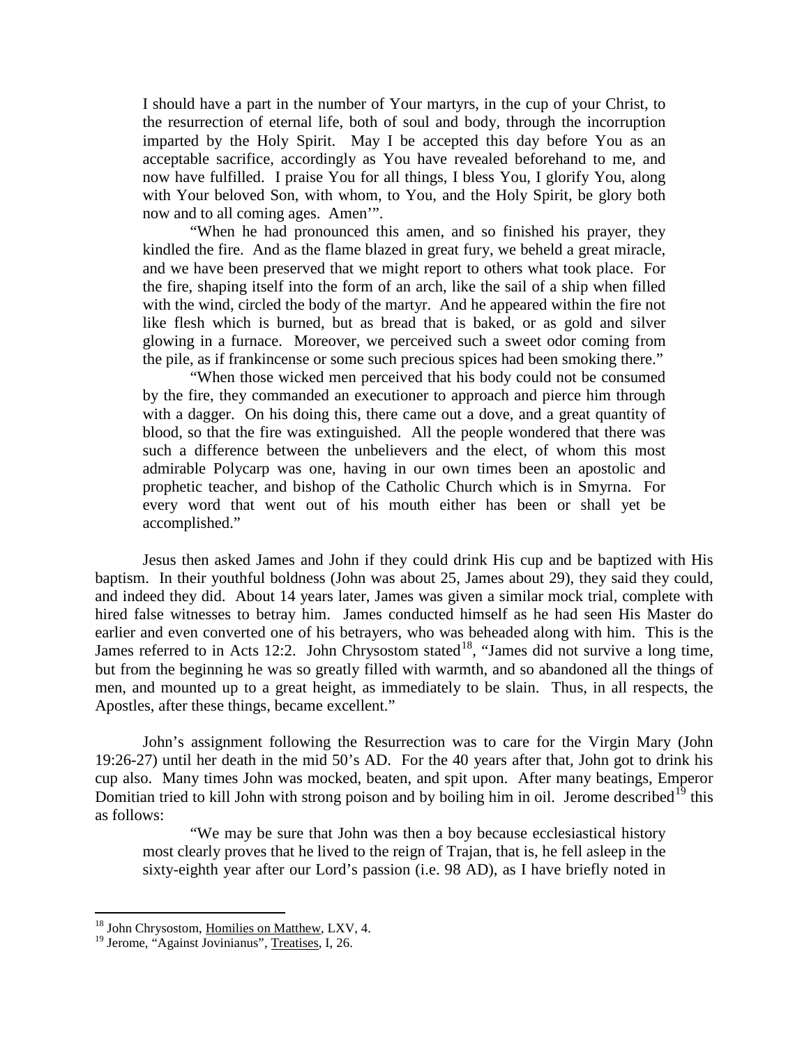> I should have a part in the number of Your martyrs, in the cup of your Christ, to the resurrection of eternal life, both of soul and body, through the incorruption imparted by the Holy Spirit. May I be accepted this day before You as an acceptable sacrifice, accordingly as You have revealed beforehand to me, and now have fulfilled. I praise You for all things, I bless You, I glorify You, along with Your beloved Son, with whom, to You, and the Holy Spirit, be glory both now and to all coming ages. Amen'".
>
> "When he had pronounced this amen, and so finished his prayer, they kindled the fire. And as the flame blazed in great fury, we beheld a great miracle, and we have been preserved that we might report to others what took place. For the fire, shaping itself into the form of an arch, like the sail of a ship when filled with the wind, circled the body of the martyr. And he appeared within the fire not like flesh which is burned, but as bread that is baked, or as gold and silver glowing in a furnace. Moreover, we perceived such a sweet odor coming from the pile, as if frankincense or some such precious spices had been smoking there."
>
> "When those wicked men perceived that his body could not be consumed by the fire, they commanded an executioner to approach and pierce him through with a dagger. On his doing this, there came out a dove, and a great quantity of blood, so that the fire was extinguished. All the people wondered that there was such a difference between the unbelievers and the elect, of whom this most admirable Polycarp was one, having in our own times been an apostolic and prophetic teacher, and bishop of the Catholic Church which is in Smyrna. For every word that went out of his mouth either has been or shall yet be accomplished."

Jesus then asked James and John if they could drink His cup and be baptized with His baptism. In their youthful boldness (John was about 25, James about 29), they said they could, and indeed they did. About 14 years later, James was given a similar mock trial, complete with hired false witnesses to betray him. James conducted himself as he had seen His Master do earlier and even converted one of his betrayers, who was beheaded along with him. This is the James referred to in Acts 12:2. John Chrysostom stated[18], "James did not survive a long time, but from the beginning he was so greatly filled with warmth, and so abandoned all the things of men, and mounted up to a great height, as immediately to be slain. Thus, in all respects, the Apostles, after these things, became excellent."

John's assignment following the Resurrection was to care for the Virgin Mary (John 19:26-27) until her death in the mid 50's AD. For the 40 years after that, John got to drink his cup also. Many times John was mocked, beaten, and spit upon. After many beatings, Emperor Domitian tried to kill John with strong poison and by boiling him in oil. Jerome described[19] this as follows:

> "We may be sure that John was then a boy because ecclesiastical history most clearly proves that he lived to the reign of Trajan, that is, he fell asleep in the sixty-eighth year after our Lord's passion (i.e. 98 AD), as I have briefly noted in

[18] John Chrysostom, Homilies on Matthew, LXV, 4.

[19] Jerome, "Against Jovinianus", Treatises, I, 26.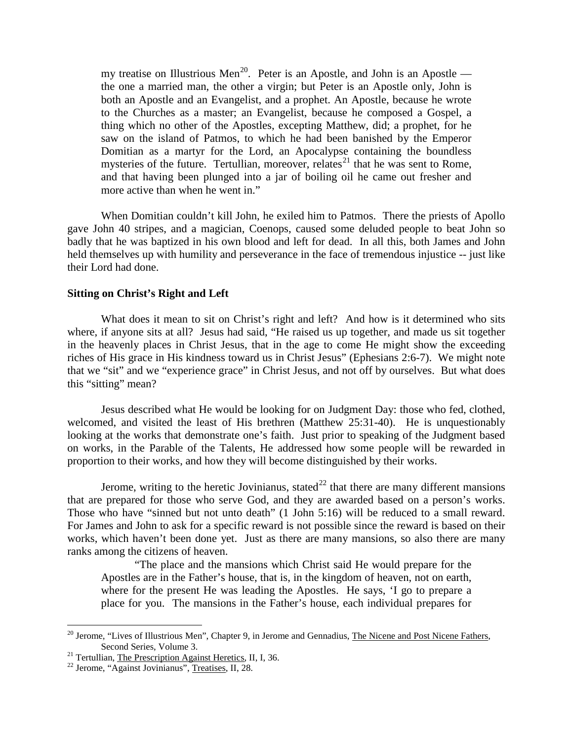my treatise on Illustrious Men[20]. Peter is an Apostle, and John is an Apostle — the one a married man, the other a virgin; but Peter is an Apostle only, John is both an Apostle and an Evangelist, and a prophet. An Apostle, because he wrote to the Churches as a master; an Evangelist, because he composed a Gospel, a thing which no other of the Apostles, excepting Matthew, did; a prophet, for he saw on the island of Patmos, to which he had been banished by the Emperor Domitian as a martyr for the Lord, an Apocalypse containing the boundless mysteries of the future. Tertullian, moreover, relates[21] that he was sent to Rome, and that having been plunged into a jar of boiling oil he came out fresher and more active than when he went in."

When Domitian couldn't kill John, he exiled him to Patmos. There the priests of Apollo gave John 40 stripes, and a magician, Coenops, caused some deluded people to beat John so badly that he was baptized in his own blood and left for dead. In all this, both James and John held themselves up with humility and perseverance in the face of tremendous injustice -- just like their Lord had done.

**Sitting on Christ's Right and Left**

What does it mean to sit on Christ's right and left? And how is it determined who sits where, if anyone sits at all? Jesus had said, "He raised us up together, and made us sit together in the heavenly places in Christ Jesus, that in the age to come He might show the exceeding riches of His grace in His kindness toward us in Christ Jesus" (Ephesians 2:6-7). We might note that we "sit" and we "experience grace" in Christ Jesus, and not off by ourselves. But what does this "sitting" mean?

Jesus described what He would be looking for on Judgment Day: those who fed, clothed, welcomed, and visited the least of His brethren (Matthew 25:31-40). He is unquestionably looking at the works that demonstrate one's faith. Just prior to speaking of the Judgment based on works, in the Parable of the Talents, He addressed how some people will be rewarded in proportion to their works, and how they will become distinguished by their works.

Jerome, writing to the heretic Jovinianus, stated[22] that there are many different mansions that are prepared for those who serve God, and they are awarded based on a person's works. Those who have "sinned but not unto death" (1 John 5:16) will be reduced to a small reward. For James and John to ask for a specific reward is not possible since the reward is based on their works, which haven't been done yet. Just as there are many mansions, so also there are many ranks among the citizens of heaven.

"The place and the mansions which Christ said He would prepare for the Apostles are in the Father's house, that is, in the kingdom of heaven, not on earth, where for the present He was leading the Apostles. He says, 'I go to prepare a place for you. The mansions in the Father's house, each individual prepares for

---

[20] Jerome, "Lives of Illustrious Men", Chapter 9, in Jerome and Gennadius, The Nicene and Post Nicene Fathers, Second Series, Volume 3.

[21] Tertullian, The Prescription Against Heretics, II, I, 36.

[22] Jerome, "Against Jovinianus", Treatises, II, 28.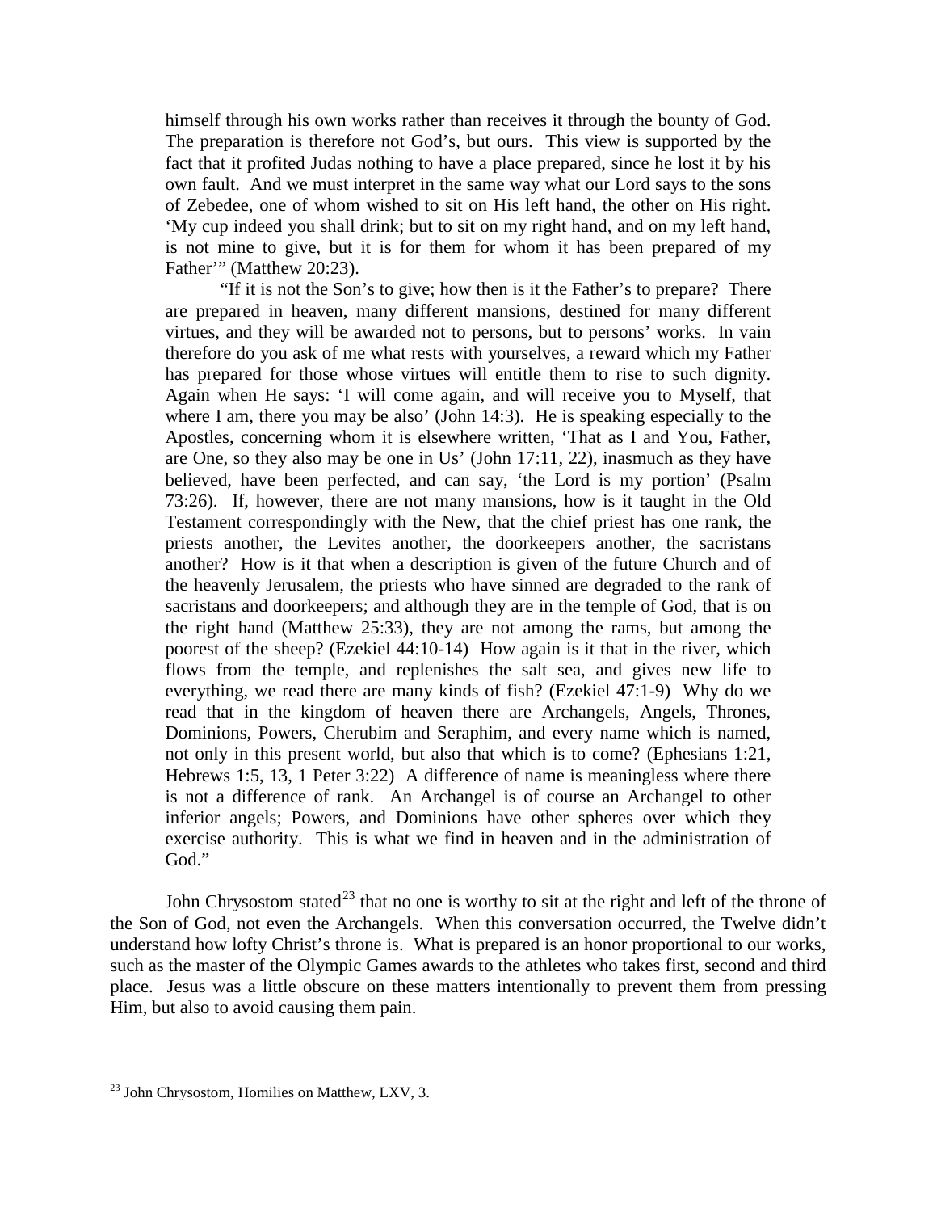> himself through his own works rather than receives it through the bounty of God. The preparation is therefore not God's, but ours. This view is supported by the fact that it profited Judas nothing to have a place prepared, since he lost it by his own fault. And we must interpret in the same way what our Lord says to the sons of Zebedee, one of whom wished to sit on His left hand, the other on His right. 'My cup indeed you shall drink; but to sit on my right hand, and on my left hand, is not mine to give, but it is for them for whom it has been prepared of my Father'" (Matthew 20:23).
>
> "If it is not the Son's to give; how then is it the Father's to prepare? There are prepared in heaven, many different mansions, destined for many different virtues, and they will be awarded not to persons, but to persons' works. In vain therefore do you ask of me what rests with yourselves, a reward which my Father has prepared for those whose virtues will entitle them to rise to such dignity. Again when He says: 'I will come again, and will receive you to Myself, that where I am, there you may be also' (John 14:3). He is speaking especially to the Apostles, concerning whom it is elsewhere written, 'That as I and You, Father, are One, so they also may be one in Us' (John 17:11, 22), inasmuch as they have believed, have been perfected, and can say, 'the Lord is my portion' (Psalm 73:26). If, however, there are not many mansions, how is it taught in the Old Testament correspondingly with the New, that the chief priest has one rank, the priests another, the Levites another, the doorkeepers another, the sacristans another? How is it that when a description is given of the future Church and of the heavenly Jerusalem, the priests who have sinned are degraded to the rank of sacristans and doorkeepers; and although they are in the temple of God, that is on the right hand (Matthew 25:33), they are not among the rams, but among the poorest of the sheep? (Ezekiel 44:10-14) How again is it that in the river, which flows from the temple, and replenishes the salt sea, and gives new life to everything, we read there are many kinds of fish? (Ezekiel 47:1-9) Why do we read that in the kingdom of heaven there are Archangels, Angels, Thrones, Dominions, Powers, Cherubim and Seraphim, and every name which is named, not only in this present world, but also that which is to come? (Ephesians 1:21, Hebrews 1:5, 13, 1 Peter 3:22) A difference of name is meaningless where there is not a difference of rank. An Archangel is of course an Archangel to other inferior angels; Powers, and Dominions have other spheres over which they exercise authority. This is what we find in heaven and in the administration of God."

John Chrysostom stated[23] that no one is worthy to sit at the right and left of the throne of the Son of God, not even the Archangels. When this conversation occurred, the Twelve didn't understand how lofty Christ's throne is. What is prepared is an honor proportional to our works, such as the master of the Olympic Games awards to the athletes who takes first, second and third place. Jesus was a little obscure on these matters intentionally to prevent them from pressing Him, but also to avoid causing them pain.

---

[23] John Chrysostom, Homilies on Matthew, LXV, 3.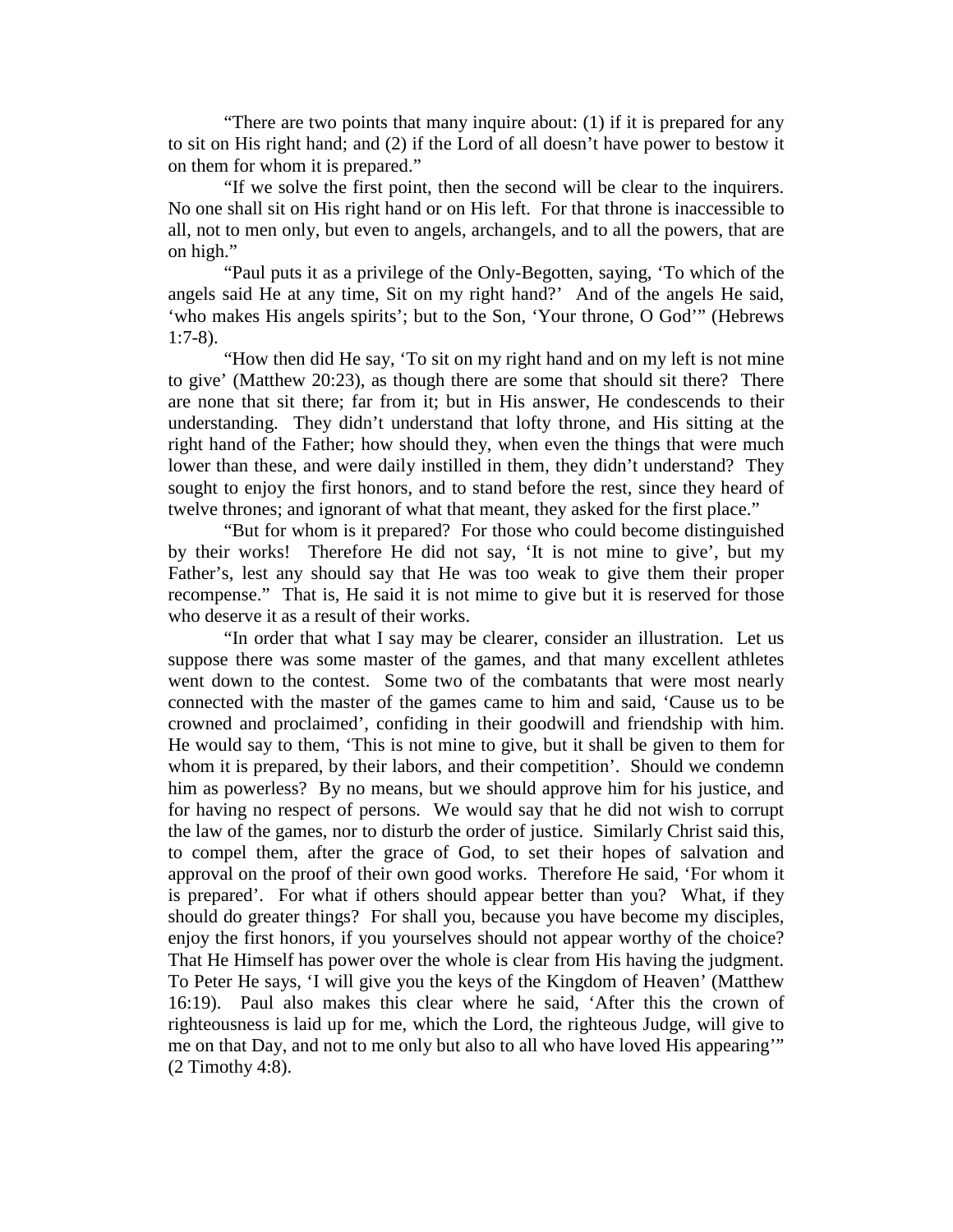"There are two points that many inquire about: (1) if it is prepared for any to sit on His right hand; and (2) if the Lord of all doesn't have power to bestow it on them for whom it is prepared."

"If we solve the first point, then the second will be clear to the inquirers. No one shall sit on His right hand or on His left. For that throne is inaccessible to all, not to men only, but even to angels, archangels, and to all the powers, that are on high."

"Paul puts it as a privilege of the Only-Begotten, saying, 'To which of the angels said He at any time, Sit on my right hand?' And of the angels He said, 'who makes His angels spirits'; but to the Son, 'Your throne, O God'" (Hebrews 1:7-8).

"How then did He say, 'To sit on my right hand and on my left is not mine to give' (Matthew 20:23), as though there are some that should sit there? There are none that sit there; far from it; but in His answer, He condescends to their understanding. They didn't understand that lofty throne, and His sitting at the right hand of the Father; how should they, when even the things that were much lower than these, and were daily instilled in them, they didn't understand? They sought to enjoy the first honors, and to stand before the rest, since they heard of twelve thrones; and ignorant of what that meant, they asked for the first place."

"But for whom is it prepared? For those who could become distinguished by their works! Therefore He did not say, 'It is not mine to give', but my Father's, lest any should say that He was too weak to give them their proper recompense." That is, He said it is not mime to give but it is reserved for those who deserve it as a result of their works.

"In order that what I say may be clearer, consider an illustration. Let us suppose there was some master of the games, and that many excellent athletes went down to the contest. Some two of the combatants that were most nearly connected with the master of the games came to him and said, 'Cause us to be crowned and proclaimed', confiding in their goodwill and friendship with him. He would say to them, 'This is not mine to give, but it shall be given to them for whom it is prepared, by their labors, and their competition'. Should we condemn him as powerless? By no means, but we should approve him for his justice, and for having no respect of persons. We would say that he did not wish to corrupt the law of the games, nor to disturb the order of justice. Similarly Christ said this, to compel them, after the grace of God, to set their hopes of salvation and approval on the proof of their own good works. Therefore He said, 'For whom it is prepared'. For what if others should appear better than you? What, if they should do greater things? For shall you, because you have become my disciples, enjoy the first honors, if you yourselves should not appear worthy of the choice? That He Himself has power over the whole is clear from His having the judgment. To Peter He says, 'I will give you the keys of the Kingdom of Heaven' (Matthew 16:19). Paul also makes this clear where he said, 'After this the crown of righteousness is laid up for me, which the Lord, the righteous Judge, will give to me on that Day, and not to me only but also to all who have loved His appearing'" (2 Timothy 4:8).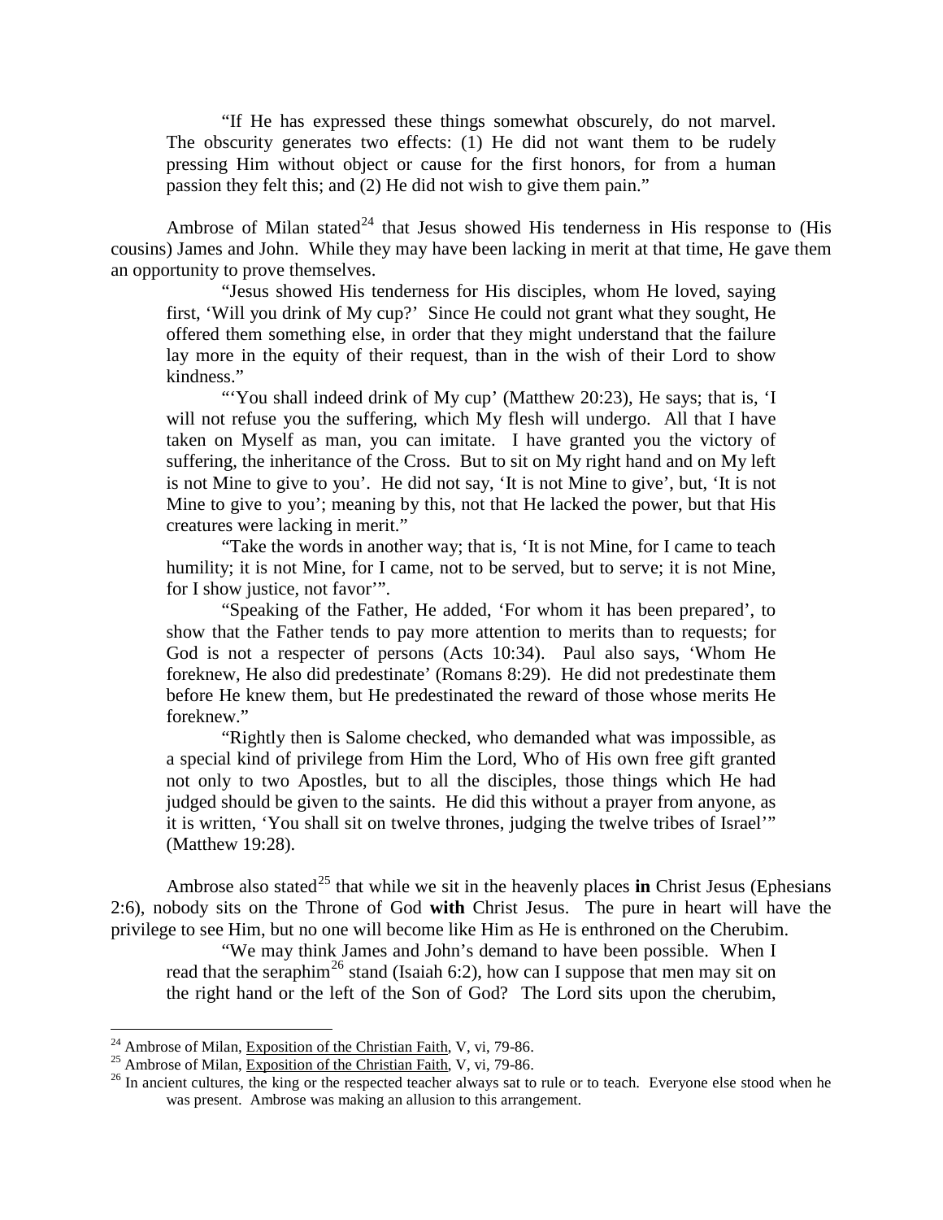> "If He has expressed these things somewhat obscurely, do not marvel. The obscurity generates two effects: (1) He did not want them to be rudely pressing Him without object or cause for the first honors, for from a human passion they felt this; and (2) He did not wish to give them pain."

Ambrose of Milan stated[24] that Jesus showed His tenderness in His response to (His cousins) James and John. While they may have been lacking in merit at that time, He gave them an opportunity to prove themselves.

> "Jesus showed His tenderness for His disciples, whom He loved, saying first, 'Will you drink of My cup?' Since He could not grant what they sought, He offered them something else, in order that they might understand that the failure lay more in the equity of their request, than in the wish of their Lord to show kindness."
>
> "'You shall indeed drink of My cup' (Matthew 20:23), He says; that is, 'I will not refuse you the suffering, which My flesh will undergo. All that I have taken on Myself as man, you can imitate. I have granted you the victory of suffering, the inheritance of the Cross. But to sit on My right hand and on My left is not Mine to give to you'. He did not say, 'It is not Mine to give', but, 'It is not Mine to give to you'; meaning by this, not that He lacked the power, but that His creatures were lacking in merit."
>
> "Take the words in another way; that is, 'It is not Mine, for I came to teach humility; it is not Mine, for I came, not to be served, but to serve; it is not Mine, for I show justice, not favor'".
>
> "Speaking of the Father, He added, 'For whom it has been prepared', to show that the Father tends to pay more attention to merits than to requests; for God is not a respecter of persons (Acts 10:34). Paul also says, 'Whom He foreknew, He also did predestinate' (Romans 8:29). He did not predestinate them before He knew them, but He predestinated the reward of those whose merits He foreknew."
>
> "Rightly then is Salome checked, who demanded what was impossible, as a special kind of privilege from Him the Lord, Who of His own free gift granted not only to two Apostles, but to all the disciples, those things which He had judged should be given to the saints. He did this without a prayer from anyone, as it is written, 'You shall sit on twelve thrones, judging the twelve tribes of Israel'" (Matthew 19:28).

Ambrose also stated[25] that while we sit in the heavenly places **in** Christ Jesus (Ephesians 2:6), nobody sits on the Throne of God **with** Christ Jesus. The pure in heart will have the privilege to see Him, but no one will become like Him as He is enthroned on the Cherubim.

> "We may think James and John's demand to have been possible. When I read that the seraphim[26] stand (Isaiah 6:2), how can I suppose that men may sit on the right hand or the left of the Son of God? The Lord sits upon the cherubim,

---

[24] Ambrose of Milan, Exposition of the Christian Faith, V, vi, 79-86.

[25] Ambrose of Milan, Exposition of the Christian Faith, V, vi, 79-86.

[26] In ancient cultures, the king or the respected teacher always sat to rule or to teach. Everyone else stood when he was present. Ambrose was making an allusion to this arrangement.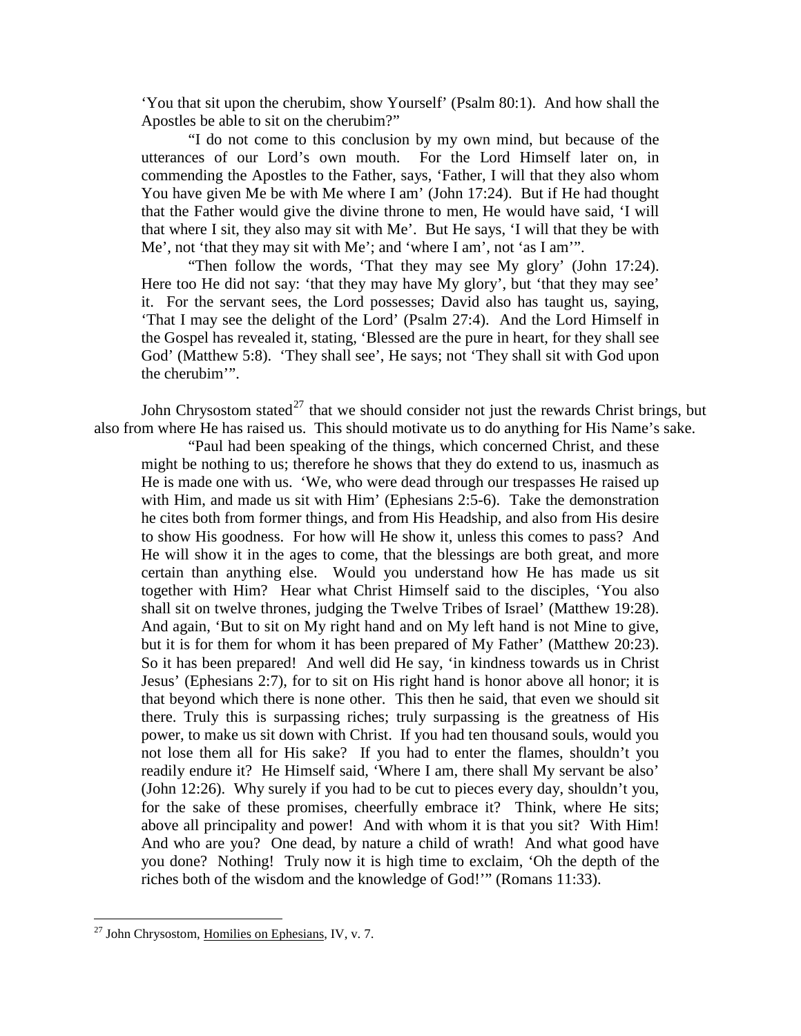'You that sit upon the cherubim, show Yourself' (Psalm 80:1). And how shall the Apostles be able to sit on the cherubim?"

"I do not come to this conclusion by my own mind, but because of the utterances of our Lord's own mouth. For the Lord Himself later on, in commending the Apostles to the Father, says, 'Father, I will that they also whom You have given Me be with Me where I am' (John 17:24). But if He had thought that the Father would give the divine throne to men, He would have said, 'I will that where I sit, they also may sit with Me'. But He says, 'I will that they be with Me', not 'that they may sit with Me'; and 'where I am', not 'as I am'".

"Then follow the words, 'That they may see My glory' (John 17:24). Here too He did not say: 'that they may have My glory', but 'that they may see' it. For the servant sees, the Lord possesses; David also has taught us, saying, 'That I may see the delight of the Lord' (Psalm 27:4). And the Lord Himself in the Gospel has revealed it, stating, 'Blessed are the pure in heart, for they shall see God' (Matthew 5:8). 'They shall see', He says; not 'They shall sit with God upon the cherubim'".

John Chrysostom stated[27] that we should consider not just the rewards Christ brings, but also from where He has raised us. This should motivate us to do anything for His Name's sake.

"Paul had been speaking of the things, which concerned Christ, and these might be nothing to us; therefore he shows that they do extend to us, inasmuch as He is made one with us. 'We, who were dead through our trespasses He raised up with Him, and made us sit with Him' (Ephesians 2:5-6). Take the demonstration he cites both from former things, and from His Headship, and also from His desire to show His goodness. For how will He show it, unless this comes to pass? And He will show it in the ages to come, that the blessings are both great, and more certain than anything else. Would you understand how He has made us sit together with Him? Hear what Christ Himself said to the disciples, 'You also shall sit on twelve thrones, judging the Twelve Tribes of Israel' (Matthew 19:28). And again, 'But to sit on My right hand and on My left hand is not Mine to give, but it is for them for whom it has been prepared of My Father' (Matthew 20:23). So it has been prepared! And well did He say, 'in kindness towards us in Christ Jesus' (Ephesians 2:7), for to sit on His right hand is honor above all honor; it is that beyond which there is none other. This then he said, that even we should sit there. Truly this is surpassing riches; truly surpassing is the greatness of His power, to make us sit down with Christ. If you had ten thousand souls, would you not lose them all for His sake? If you had to enter the flames, shouldn't you readily endure it? He Himself said, 'Where I am, there shall My servant be also' (John 12:26). Why surely if you had to be cut to pieces every day, shouldn't you, for the sake of these promises, cheerfully embrace it? Think, where He sits; above all principality and power! And with whom it is that you sit? With Him! And who are you? One dead, by nature a child of wrath! And what good have you done? Nothing! Truly now it is high time to exclaim, 'Oh the depth of the riches both of the wisdom and the knowledge of God!'" (Romans 11:33).

---

[27] John Chrysostom, Homilies on Ephesians, IV, v. 7.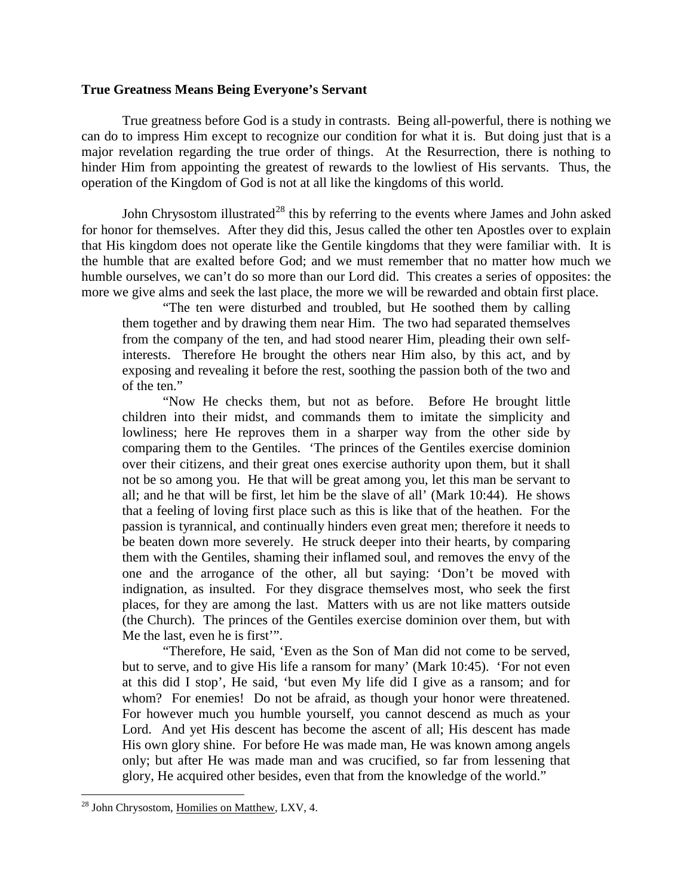**True Greatness Means Being Everyone's Servant**

True greatness before God is a study in contrasts. Being all-powerful, there is nothing we can do to impress Him except to recognize our condition for what it is. But doing just that is a major revelation regarding the true order of things. At the Resurrection, there is nothing to hinder Him from appointing the greatest of rewards to the lowliest of His servants. Thus, the operation of the Kingdom of God is not at all like the kingdoms of this world.

John Chrysostom illustrated[28] this by referring to the events where James and John asked for honor for themselves. After they did this, Jesus called the other ten Apostles over to explain that His kingdom does not operate like the Gentile kingdoms that they were familiar with. It is the humble that are exalted before God; and we must remember that no matter how much we humble ourselves, we can't do so more than our Lord did. This creates a series of opposites: the more we give alms and seek the last place, the more we will be rewarded and obtain first place.

> "The ten were disturbed and troubled, but He soothed them by calling them together and by drawing them near Him. The two had separated themselves from the company of the ten, and had stood nearer Him, pleading their own self-interests. Therefore He brought the others near Him also, by this act, and by exposing and revealing it before the rest, soothing the passion both of the two and of the ten."
>
> "Now He checks them, but not as before. Before He brought little children into their midst, and commands them to imitate the simplicity and lowliness; here He reproves them in a sharper way from the other side by comparing them to the Gentiles. 'The princes of the Gentiles exercise dominion over their citizens, and their great ones exercise authority upon them, but it shall not be so among you. He that will be great among you, let this man be servant to all; and he that will be first, let him be the slave of all' (Mark 10:44). He shows that a feeling of loving first place such as this is like that of the heathen. For the passion is tyrannical, and continually hinders even great men; therefore it needs to be beaten down more severely. He struck deeper into their hearts, by comparing them with the Gentiles, shaming their inflamed soul, and removes the envy of the one and the arrogance of the other, all but saying: 'Don't be moved with indignation, as insulted. For they disgrace themselves most, who seek the first places, for they are among the last. Matters with us are not like matters outside (the Church). The princes of the Gentiles exercise dominion over them, but with Me the last, even he is first'".
>
> "Therefore, He said, 'Even as the Son of Man did not come to be served, but to serve, and to give His life a ransom for many' (Mark 10:45). 'For not even at this did I stop', He said, 'but even My life did I give as a ransom; and for whom? For enemies! Do not be afraid, as though your honor were threatened. For however much you humble yourself, you cannot descend as much as your Lord. And yet His descent has become the ascent of all; His descent has made His own glory shine. For before He was made man, He was known among angels only; but after He was made man and was crucified, so far from lessening that glory, He acquired other besides, even that from the knowledge of the world."

---

[28] John Chrysostom, Homilies on Matthew, LXV, 4.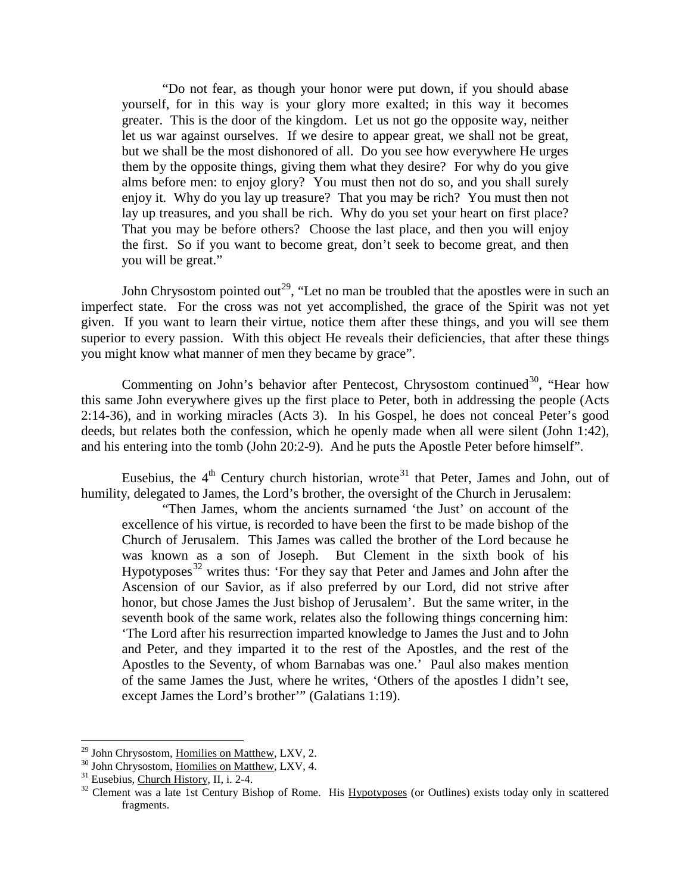> "Do not fear, as though your honor were put down, if you should abase yourself, for in this way is your glory more exalted; in this way it becomes greater. This is the door of the kingdom. Let us not go the opposite way, neither let us war against ourselves. If we desire to appear great, we shall not be great, but we shall be the most dishonored of all. Do you see how everywhere He urges them by the opposite things, giving them what they desire? For why do you give alms before men: to enjoy glory? You must then not do so, and you shall surely enjoy it. Why do you lay up treasure? That you may be rich? You must then not lay up treasures, and you shall be rich. Why do you set your heart on first place? That you may be before others? Choose the last place, and then you will enjoy the first. So if you want to become great, don't seek to become great, and then you will be great."

John Chrysostom pointed out[29], "Let no man be troubled that the apostles were in such an imperfect state. For the cross was not yet accomplished, the grace of the Spirit was not yet given. If you want to learn their virtue, notice them after these things, and you will see them superior to every passion. With this object He reveals their deficiencies, that after these things you might know what manner of men they became by grace".

Commenting on John's behavior after Pentecost, Chrysostom continued[30], "Hear how this same John everywhere gives up the first place to Peter, both in addressing the people (Acts 2:14-36), and in working miracles (Acts 3). In his Gospel, he does not conceal Peter's good deeds, but relates both the confession, which he openly made when all were silent (John 1:42), and his entering into the tomb (John 20:2-9). And he puts the Apostle Peter before himself".

Eusebius, the 4th Century church historian, wrote[31] that Peter, James and John, out of humility, delegated to James, the Lord's brother, the oversight of the Church in Jerusalem:

> "Then James, whom the ancients surnamed 'the Just' on account of the excellence of his virtue, is recorded to have been the first to be made bishop of the Church of Jerusalem. This James was called the brother of the Lord because he was known as a son of Joseph. But Clement in the sixth book of his Hypotyposes[32] writes thus: 'For they say that Peter and James and John after the Ascension of our Savior, as if also preferred by our Lord, did not strive after honor, but chose James the Just bishop of Jerusalem'. But the same writer, in the seventh book of the same work, relates also the following things concerning him: 'The Lord after his resurrection imparted knowledge to James the Just and to John and Peter, and they imparted it to the rest of the Apostles, and the rest of the Apostles to the Seventy, of whom Barnabas was one.' Paul also makes mention of the same James the Just, where he writes, 'Others of the apostles I didn't see, except James the Lord's brother'" (Galatians 1:19).

---

[29] John Chrysostom, Homilies on Matthew, LXV, 2.

[30] John Chrysostom, Homilies on Matthew, LXV, 4.

[31] Eusebius, Church History, II, i. 2-4.

[32] Clement was a late 1st Century Bishop of Rome. His Hypotyposes (or Outlines) exists today only in scattered fragments.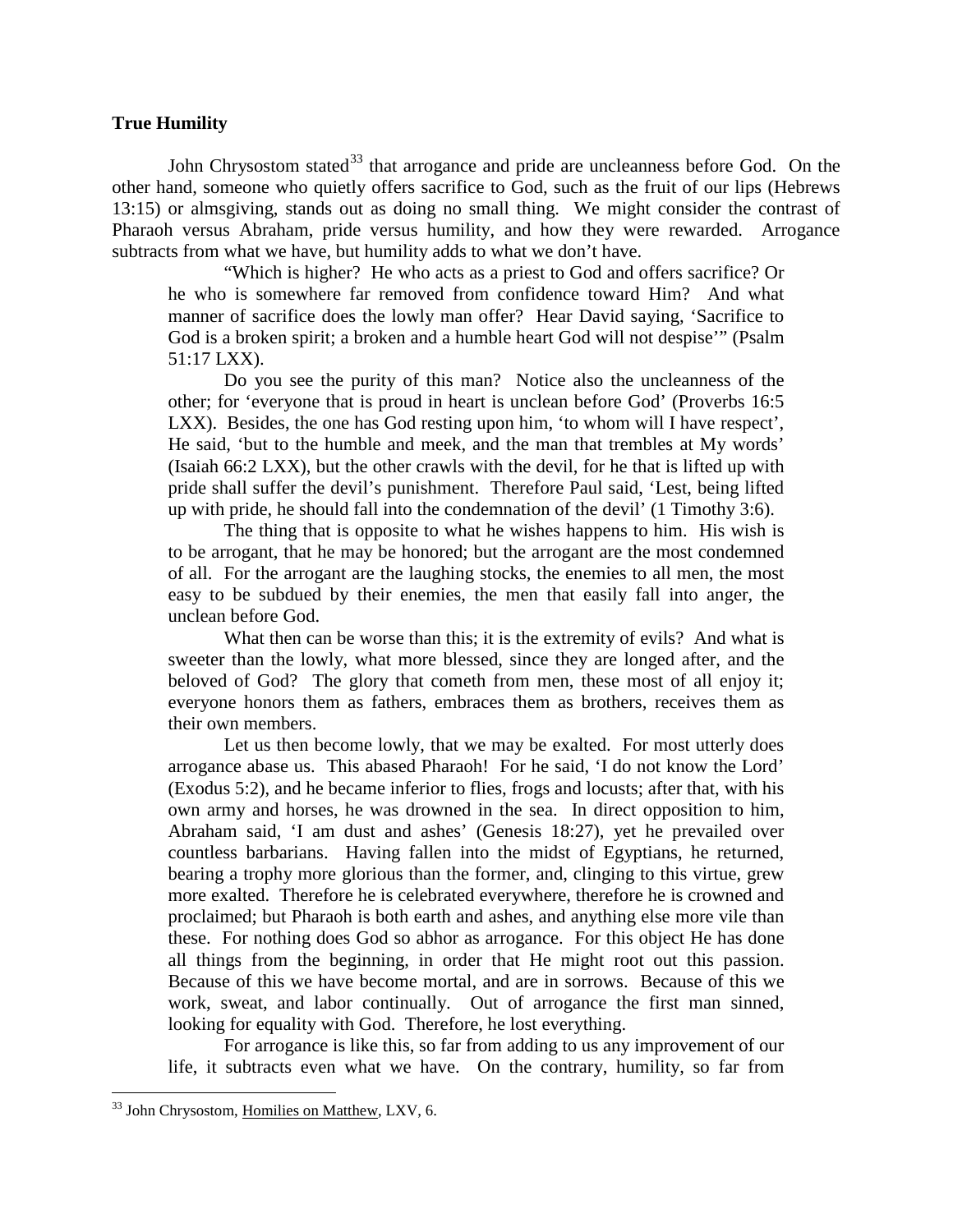**True Humility**

John Chrysostom stated[33] that arrogance and pride are uncleanness before God. On the other hand, someone who quietly offers sacrifice to God, such as the fruit of our lips (Hebrews 13:15) or almsgiving, stands out as doing no small thing. We might consider the contrast of Pharaoh versus Abraham, pride versus humility, and how they were rewarded. Arrogance subtracts from what we have, but humility adds to what we don't have.

> "Which is higher? He who acts as a priest to God and offers sacrifice? Or he who is somewhere far removed from confidence toward Him? And what manner of sacrifice does the lowly man offer? Hear David saying, 'Sacrifice to God is a broken spirit; a broken and a humble heart God will not despise'" (Psalm 51:17 LXX).
>
> Do you see the purity of this man? Notice also the uncleanness of the other; for 'everyone that is proud in heart is unclean before God' (Proverbs 16:5 LXX). Besides, the one has God resting upon him, 'to whom will I have respect', He said, 'but to the humble and meek, and the man that trembles at My words' (Isaiah 66:2 LXX), but the other crawls with the devil, for he that is lifted up with pride shall suffer the devil's punishment. Therefore Paul said, 'Lest, being lifted up with pride, he should fall into the condemnation of the devil' (1 Timothy 3:6).
>
> The thing that is opposite to what he wishes happens to him. His wish is to be arrogant, that he may be honored; but the arrogant are the most condemned of all. For the arrogant are the laughing stocks, the enemies to all men, the most easy to be subdued by their enemies, the men that easily fall into anger, the unclean before God.
>
> What then can be worse than this; it is the extremity of evils? And what is sweeter than the lowly, what more blessed, since they are longed after, and the beloved of God? The glory that cometh from men, these most of all enjoy it; everyone honors them as fathers, embraces them as brothers, receives them as their own members.
>
> Let us then become lowly, that we may be exalted. For most utterly does arrogance abase us. This abased Pharaoh! For he said, 'I do not know the Lord' (Exodus 5:2), and he became inferior to flies, frogs and locusts; after that, with his own army and horses, he was drowned in the sea. In direct opposition to him, Abraham said, 'I am dust and ashes' (Genesis 18:27), yet he prevailed over countless barbarians. Having fallen into the midst of Egyptians, he returned, bearing a trophy more glorious than the former, and, clinging to this virtue, grew more exalted. Therefore he is celebrated everywhere, therefore he is crowned and proclaimed; but Pharaoh is both earth and ashes, and anything else more vile than these. For nothing does God so abhor as arrogance. For this object He has done all things from the beginning, in order that He might root out this passion. Because of this we have become mortal, and are in sorrows. Because of this we work, sweat, and labor continually. Out of arrogance the first man sinned, looking for equality with God. Therefore, he lost everything.
>
> For arrogance is like this, so far from adding to us any improvement of our life, it subtracts even what we have. On the contrary, humility, so far from

---

[33] John Chrysostom, Homilies on Matthew, LXV, 6.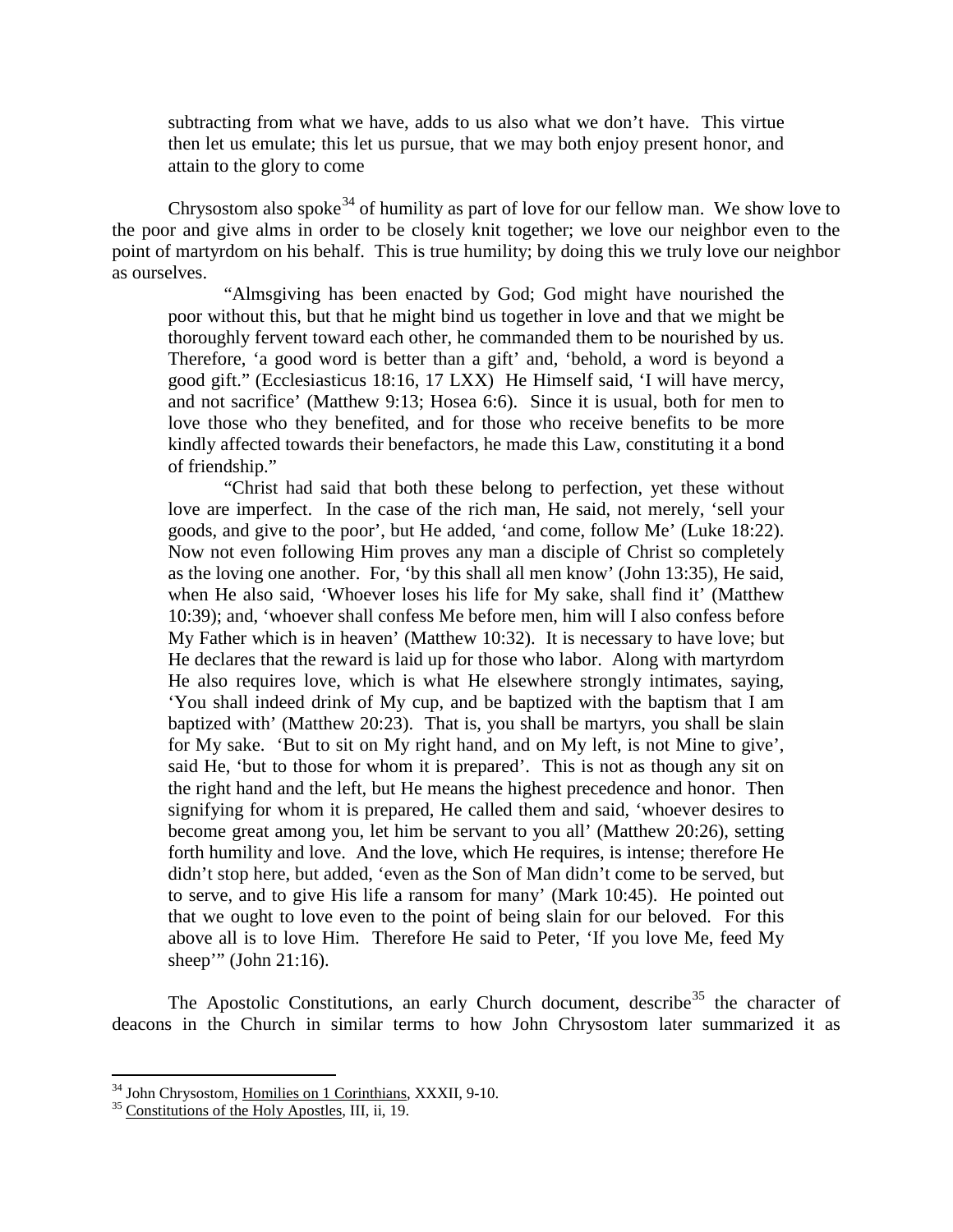> subtracting from what we have, adds to us also what we don't have. This virtue then let us emulate; this let us pursue, that we may both enjoy present honor, and attain to the glory to come

Chrysostom also spoke[34] of humility as part of love for our fellow man. We show love to the poor and give alms in order to be closely knit together; we love our neighbor even to the point of martyrdom on his behalf. This is true humility; by doing this we truly love our neighbor as ourselves.

> "Almsgiving has been enacted by God; God might have nourished the poor without this, but that he might bind us together in love and that we might be thoroughly fervent toward each other, he commanded them to be nourished by us. Therefore, 'a good word is better than a gift' and, 'behold, a word is beyond a good gift." (Ecclesiasticus 18:16, 17 LXX) He Himself said, 'I will have mercy, and not sacrifice' (Matthew 9:13; Hosea 6:6). Since it is usual, both for men to love those who they benefited, and for those who receive benefits to be more kindly affected towards their benefactors, he made this Law, constituting it a bond of friendship."
>
> "Christ had said that both these belong to perfection, yet these without love are imperfect. In the case of the rich man, He said, not merely, 'sell your goods, and give to the poor', but He added, 'and come, follow Me' (Luke 18:22). Now not even following Him proves any man a disciple of Christ so completely as the loving one another. For, 'by this shall all men know' (John 13:35), He said, when He also said, 'Whoever loses his life for My sake, shall find it' (Matthew 10:39); and, 'whoever shall confess Me before men, him will I also confess before My Father which is in heaven' (Matthew 10:32). It is necessary to have love; but He declares that the reward is laid up for those who labor. Along with martyrdom He also requires love, which is what He elsewhere strongly intimates, saying, 'You shall indeed drink of My cup, and be baptized with the baptism that I am baptized with' (Matthew 20:23). That is, you shall be martyrs, you shall be slain for My sake. 'But to sit on My right hand, and on My left, is not Mine to give', said He, 'but to those for whom it is prepared'. This is not as though any sit on the right hand and the left, but He means the highest precedence and honor. Then signifying for whom it is prepared, He called them and said, 'whoever desires to become great among you, let him be servant to you all' (Matthew 20:26), setting forth humility and love. And the love, which He requires, is intense; therefore He didn't stop here, but added, 'even as the Son of Man didn't come to be served, but to serve, and to give His life a ransom for many' (Mark 10:45). He pointed out that we ought to love even to the point of being slain for our beloved. For this above all is to love Him. Therefore He said to Peter, 'If you love Me, feed My sheep'" (John 21:16).

The Apostolic Constitutions, an early Church document, describe[35] the character of deacons in the Church in similar terms to how John Chrysostom later summarized it as

---

[34] John Chrysostom, Homilies on 1 Corinthians, XXXII, 9-10.

[35] Constitutions of the Holy Apostles, III, ii, 19.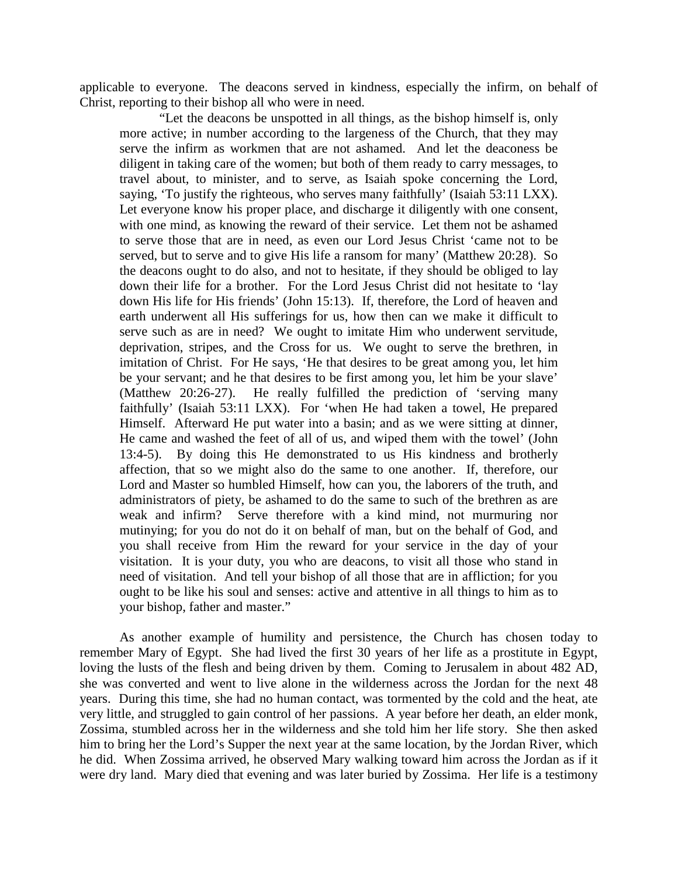applicable to everyone. The deacons served in kindness, especially the infirm, on behalf of Christ, reporting to their bishop all who were in need.

> "Let the deacons be unspotted in all things, as the bishop himself is, only more active; in number according to the largeness of the Church, that they may serve the infirm as workmen that are not ashamed. And let the deaconess be diligent in taking care of the women; but both of them ready to carry messages, to travel about, to minister, and to serve, as Isaiah spoke concerning the Lord, saying, 'To justify the righteous, who serves many faithfully' (Isaiah 53:11 LXX). Let everyone know his proper place, and discharge it diligently with one consent, with one mind, as knowing the reward of their service. Let them not be ashamed to serve those that are in need, as even our Lord Jesus Christ 'came not to be served, but to serve and to give His life a ransom for many' (Matthew 20:28). So the deacons ought to do also, and not to hesitate, if they should be obliged to lay down their life for a brother. For the Lord Jesus Christ did not hesitate to 'lay down His life for His friends' (John 15:13). If, therefore, the Lord of heaven and earth underwent all His sufferings for us, how then can we make it difficult to serve such as are in need? We ought to imitate Him who underwent servitude, deprivation, stripes, and the Cross for us. We ought to serve the brethren, in imitation of Christ. For He says, 'He that desires to be great among you, let him be your servant; and he that desires to be first among you, let him be your slave' (Matthew 20:26-27). He really fulfilled the prediction of 'serving many faithfully' (Isaiah 53:11 LXX). For 'when He had taken a towel, He prepared Himself. Afterward He put water into a basin; and as we were sitting at dinner, He came and washed the feet of all of us, and wiped them with the towel' (John 13:4-5). By doing this He demonstrated to us His kindness and brotherly affection, that so we might also do the same to one another. If, therefore, our Lord and Master so humbled Himself, how can you, the laborers of the truth, and administrators of piety, be ashamed to do the same to such of the brethren as are weak and infirm? Serve therefore with a kind mind, not murmuring nor mutinying; for you do not do it on behalf of man, but on the behalf of God, and you shall receive from Him the reward for your service in the day of your visitation. It is your duty, you who are deacons, to visit all those who stand in need of visitation. And tell your bishop of all those that are in affliction; for you ought to be like his soul and senses: active and attentive in all things to him as to your bishop, father and master."

As another example of humility and persistence, the Church has chosen today to remember Mary of Egypt. She had lived the first 30 years of her life as a prostitute in Egypt, loving the lusts of the flesh and being driven by them. Coming to Jerusalem in about 482 AD, she was converted and went to live alone in the wilderness across the Jordan for the next 48 years. During this time, she had no human contact, was tormented by the cold and the heat, ate very little, and struggled to gain control of her passions. A year before her death, an elder monk, Zossima, stumbled across her in the wilderness and she told him her life story. She then asked him to bring her the Lord's Supper the next year at the same location, by the Jordan River, which he did. When Zossima arrived, he observed Mary walking toward him across the Jordan as if it were dry land. Mary died that evening and was later buried by Zossima. Her life is a testimony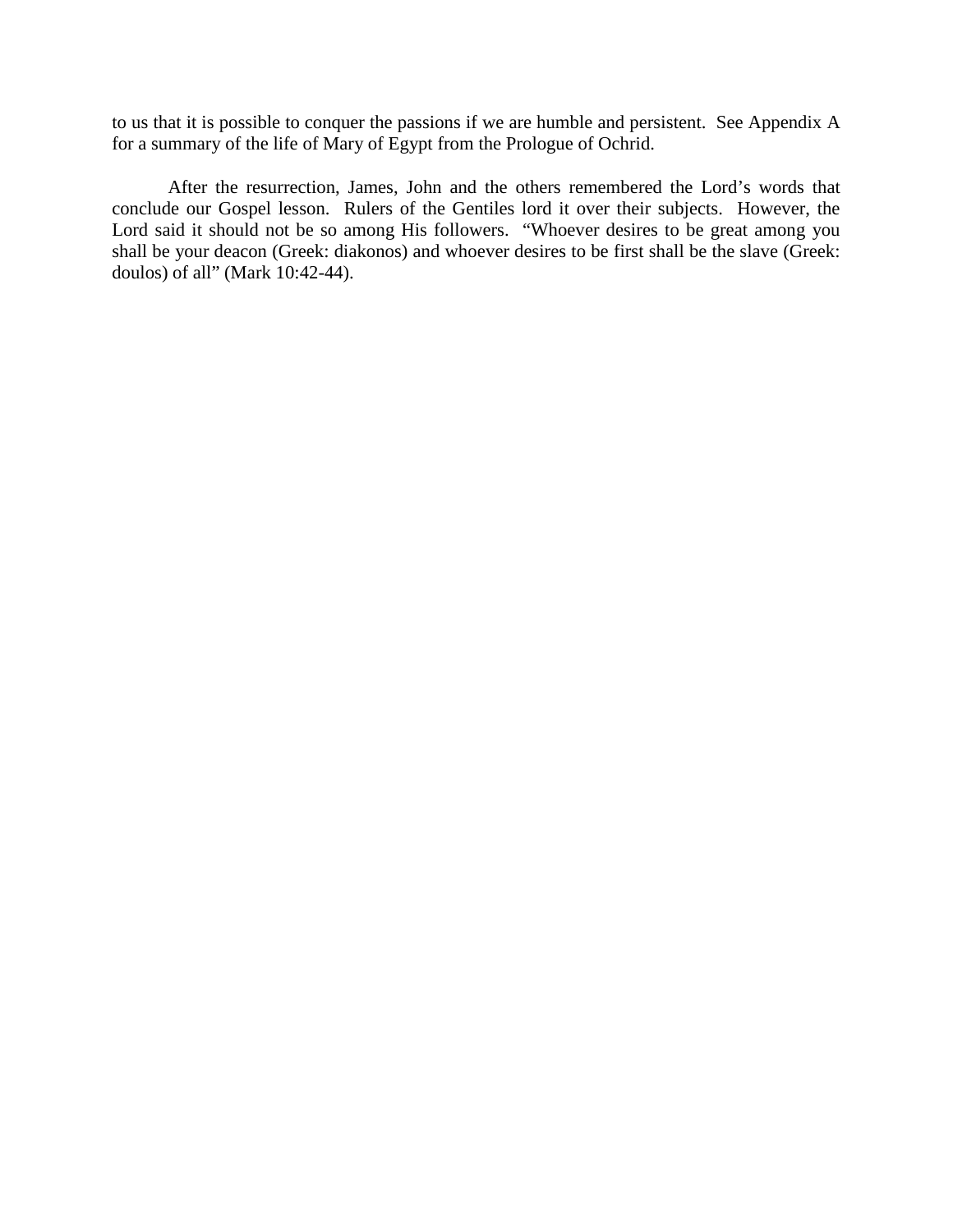to us that it is possible to conquer the passions if we are humble and persistent.  See Appendix A for a summary of the life of Mary of Egypt from the Prologue of Ochrid.

After the resurrection, James, John and the others remembered the Lord's words that conclude our Gospel lesson.  Rulers of the Gentiles lord it over their subjects.  However, the Lord said it should not be so among His followers.  "Whoever desires to be great among you shall be your deacon (Greek: diakonos) and whoever desires to be first shall be the slave (Greek: doulos) of all" (Mark 10:42-44).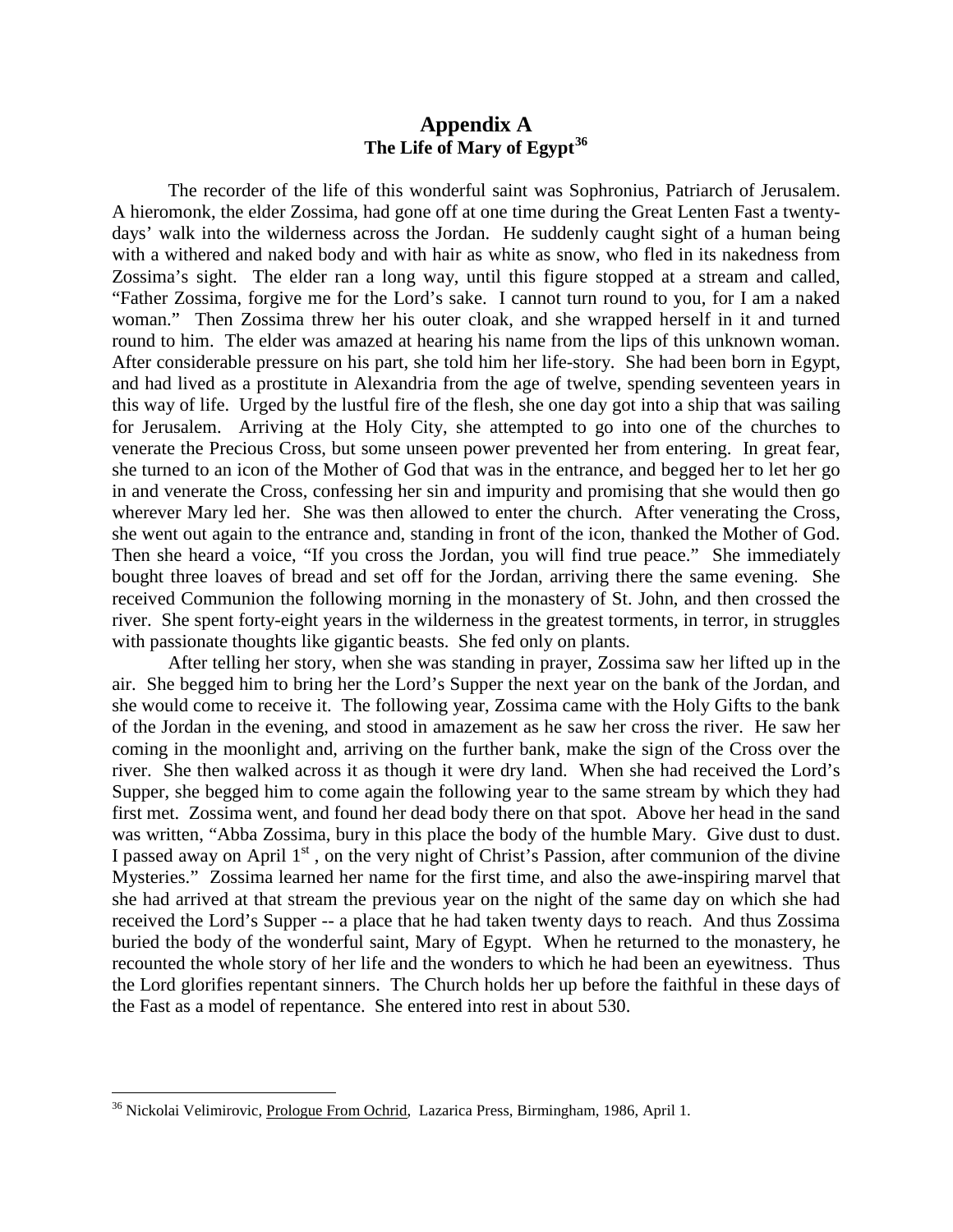# Appendix A
## The Life of Mary of Egypt[36]

The recorder of the life of this wonderful saint was Sophronius, Patriarch of Jerusalem. A hieromonk, the elder Zossima, had gone off at one time during the Great Lenten Fast a twenty-days' walk into the wilderness across the Jordan. He suddenly caught sight of a human being with a withered and naked body and with hair as white as snow, who fled in its nakedness from Zossima's sight. The elder ran a long way, until this figure stopped at a stream and called, "Father Zossima, forgive me for the Lord's sake. I cannot turn round to you, for I am a naked woman." Then Zossima threw her his outer cloak, and she wrapped herself in it and turned round to him. The elder was amazed at hearing his name from the lips of this unknown woman. After considerable pressure on his part, she told him her life-story. She had been born in Egypt, and had lived as a prostitute in Alexandria from the age of twelve, spending seventeen years in this way of life. Urged by the lustful fire of the flesh, she one day got into a ship that was sailing for Jerusalem. Arriving at the Holy City, she attempted to go into one of the churches to venerate the Precious Cross, but some unseen power prevented her from entering. In great fear, she turned to an icon of the Mother of God that was in the entrance, and begged her to let her go in and venerate the Cross, confessing her sin and impurity and promising that she would then go wherever Mary led her. She was then allowed to enter the church. After venerating the Cross, she went out again to the entrance and, standing in front of the icon, thanked the Mother of God. Then she heard a voice, "If you cross the Jordan, you will find true peace." She immediately bought three loaves of bread and set off for the Jordan, arriving there the same evening. She received Communion the following morning in the monastery of St. John, and then crossed the river. She spent forty-eight years in the wilderness in the greatest torments, in terror, in struggles with passionate thoughts like gigantic beasts. She fed only on plants.

After telling her story, when she was standing in prayer, Zossima saw her lifted up in the air. She begged him to bring her the Lord's Supper the next year on the bank of the Jordan, and she would come to receive it. The following year, Zossima came with the Holy Gifts to the bank of the Jordan in the evening, and stood in amazement as he saw her cross the river. He saw her coming in the moonlight and, arriving on the further bank, make the sign of the Cross over the river. She then walked across it as though it were dry land. When she had received the Lord's Supper, she begged him to come again the following year to the same stream by which they had first met. Zossima went, and found her dead body there on that spot. Above her head in the sand was written, "Abba Zossima, bury in this place the body of the humble Mary. Give dust to dust. I passed away on April 1st, on the very night of Christ's Passion, after communion of the divine Mysteries." Zossima learned her name for the first time, and also the awe-inspiring marvel that she had arrived at that stream the previous year on the night of the same day on which she had received the Lord's Supper -- a place that he had taken twenty days to reach. And thus Zossima buried the body of the wonderful saint, Mary of Egypt. When he returned to the monastery, he recounted the whole story of her life and the wonders to which he had been an eyewitness. Thus the Lord glorifies repentant sinners. The Church holds her up before the faithful in these days of the Fast as a model of repentance. She entered into rest in about 530.

---

[36] Nickolai Velimirovic, Prologue From Ochrid, Lazarica Press, Birmingham, 1986, April 1.